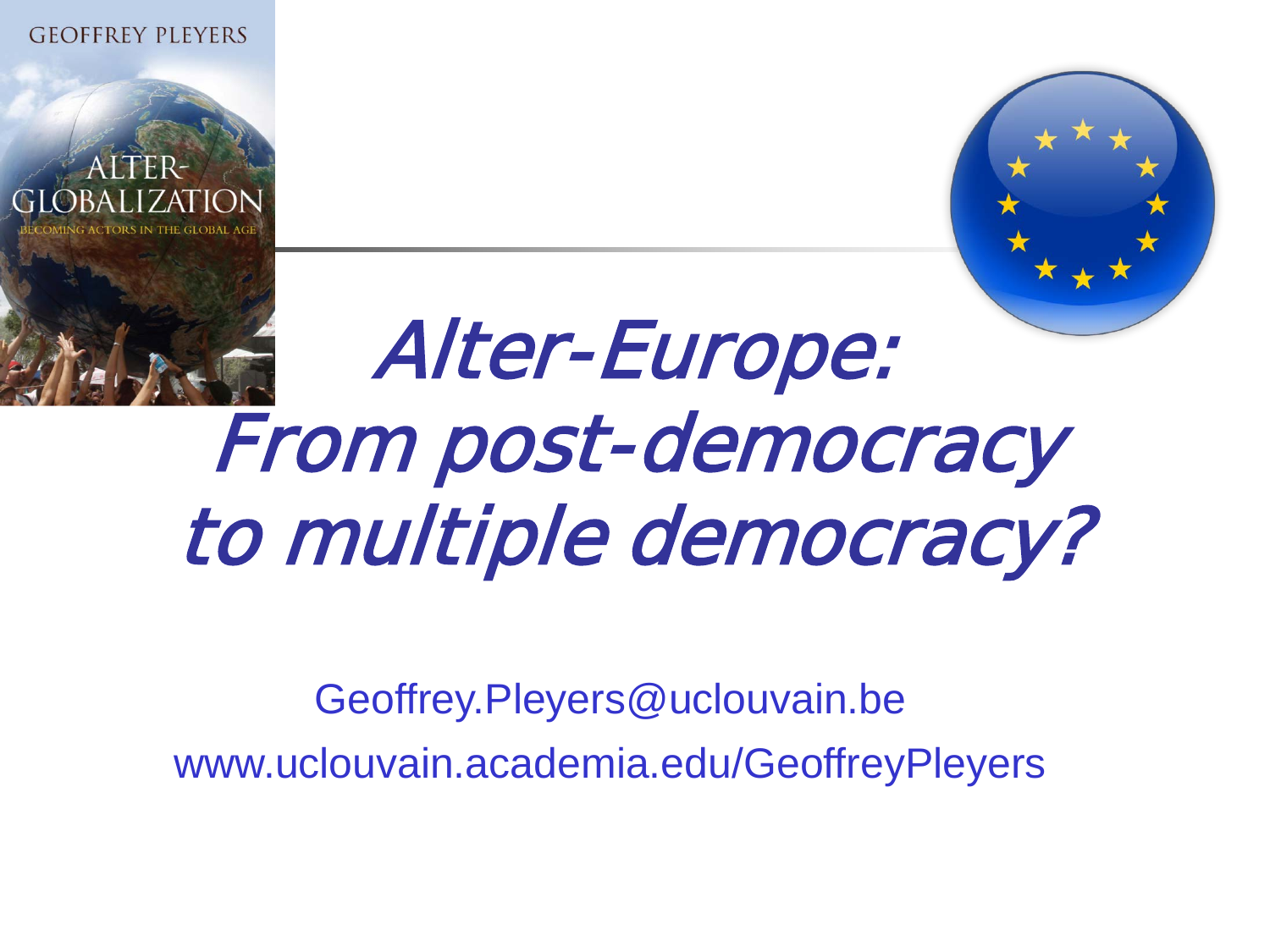# *Alter-Europe: From post-democracy to multiple democracy?*

Geoffrey.Pleyers@uclouvain.be

www.uclouvain.academia.edu/GeoffreyPleyers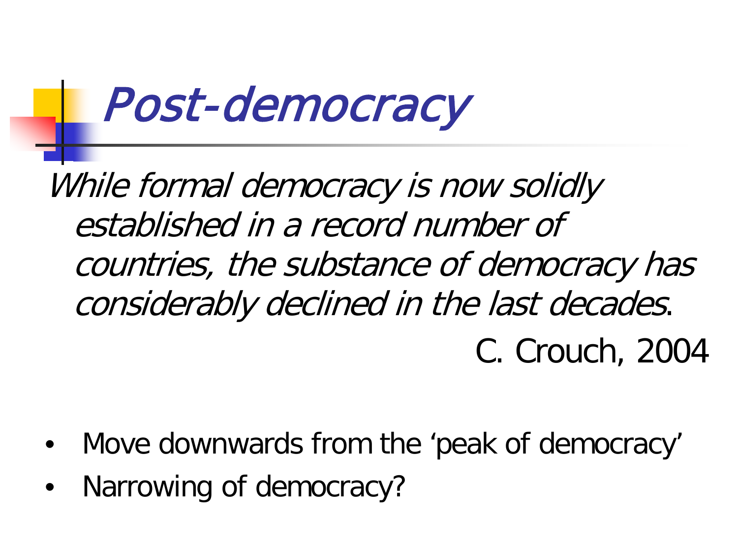# *Post-democracy*

*While formal democracy is now solidly established in a record number of countries, the substance of democracy has considerably declined in the last decades*.

C. Crouch, 2004

- Move downwards from the 'peak of democracy'
- Narrowing of democracy?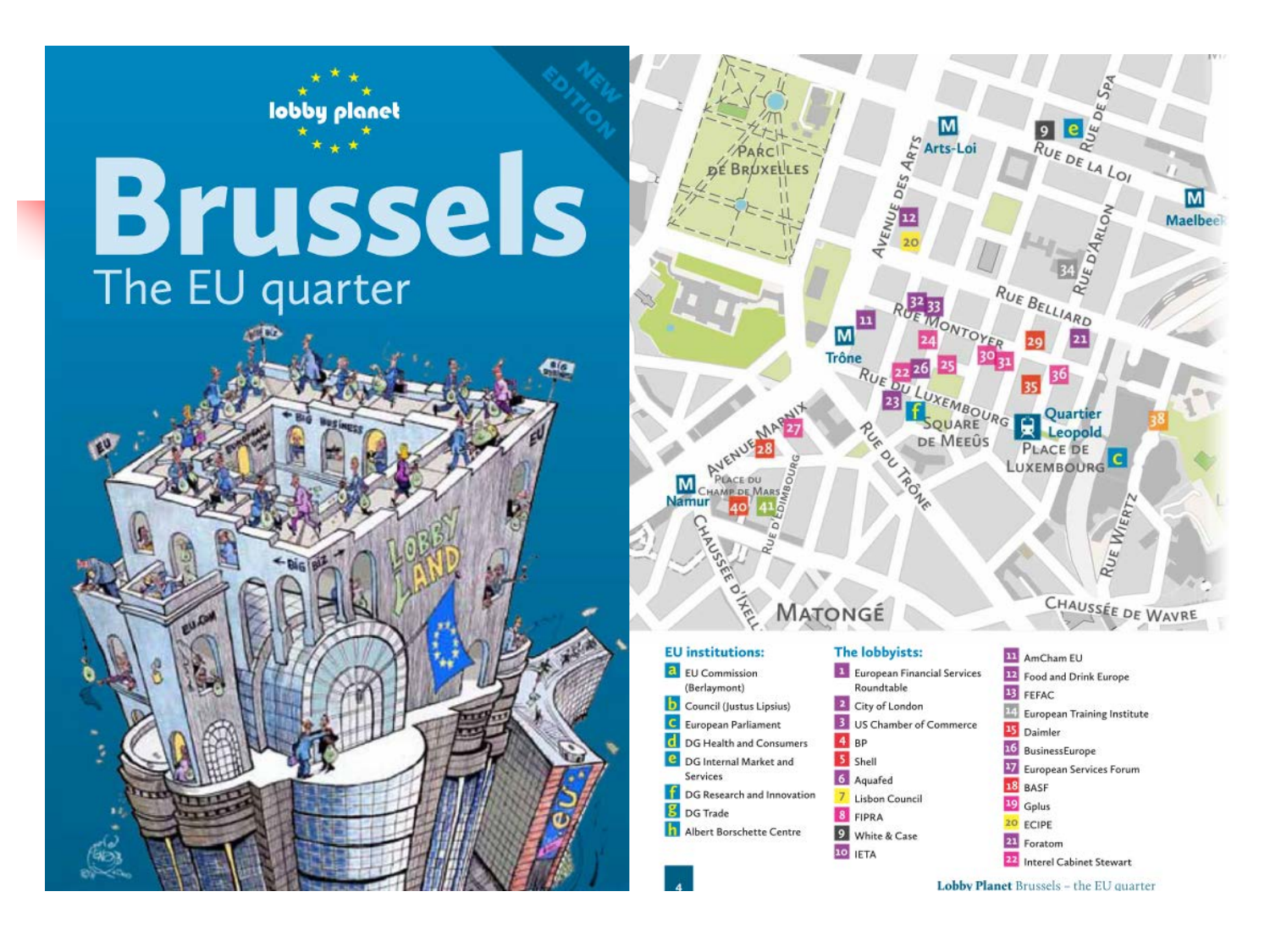lobby planet

# Brussels

## The EU quarter

NEW EDITION

**EU institutions:**

- a EU Commission (Berlaymont)
- b Council (Justus Lipsius)
- c European Parliament
- d DG Health and Consumers
- e DG Internal Market and Services
- f DG Research and Innovation
- g DG Trade
- h Albert Borschette Centre

**The lobbyists:**

- 1 European Financial Services Roundtable
- 2 City of London
- 3 US Chamber of Commerce
- 4 BP
- 5 Shell
- 6 Aquafed
- 7 Lisbon Council
- 8 FIPRA
- 9 White & Case
- 10 IETA
- 11 AmCham EU
- 12 Food and Drink Europe
- 13 FEFAC
- 14 European Training Institute
- 15 Daimler
- 16 BusinessEurope
- 17 European Services Forum
- 18 BASF
- 19 Gplus
- 20 ECIPE
- 21 Foratom
- 22 Interel Cabinet Stewart

**Lobby Planet** Brussels – the EU quarter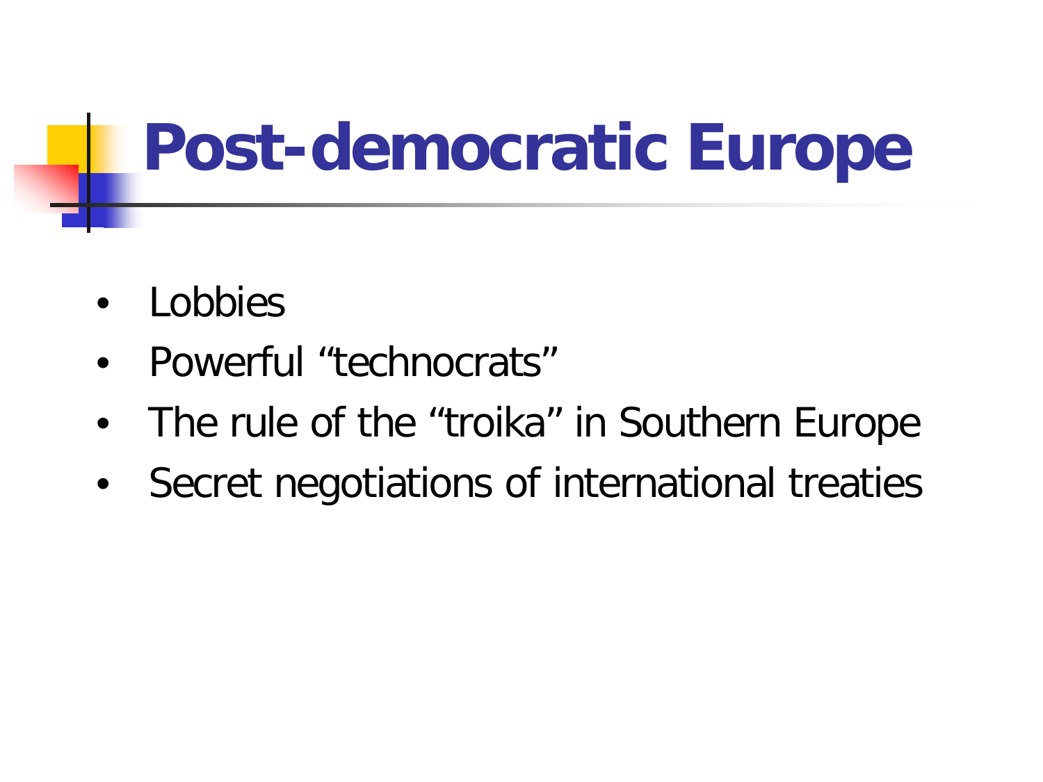# Post-democratic Europe

- Lobbies
- Powerful “technocrats”
- The rule of the “troika” in Southern Europe
- Secret negotiations of international treaties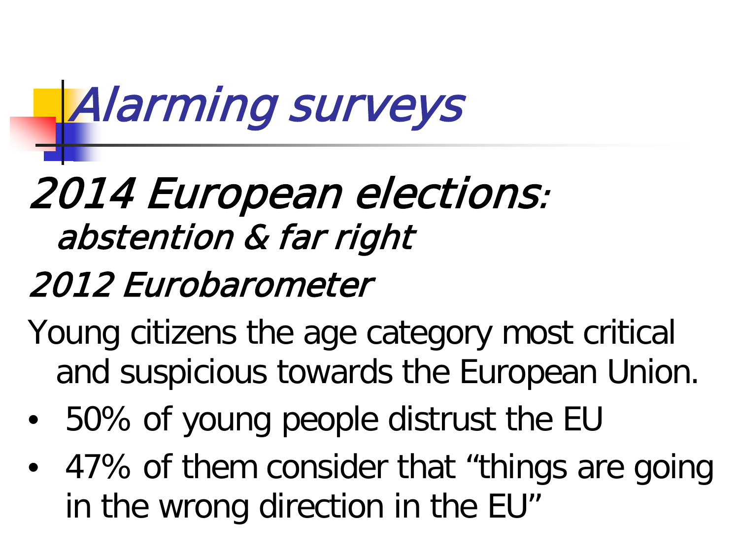# *Alarming surveys*

*2014 European elections: abstention & far right*

*2012 Eurobarometer*

Young citizens the age category most critical and suspicious towards the European Union.

- 50% of young people distrust the EU
- 47% of them consider that "things are going in the wrong direction in the EU"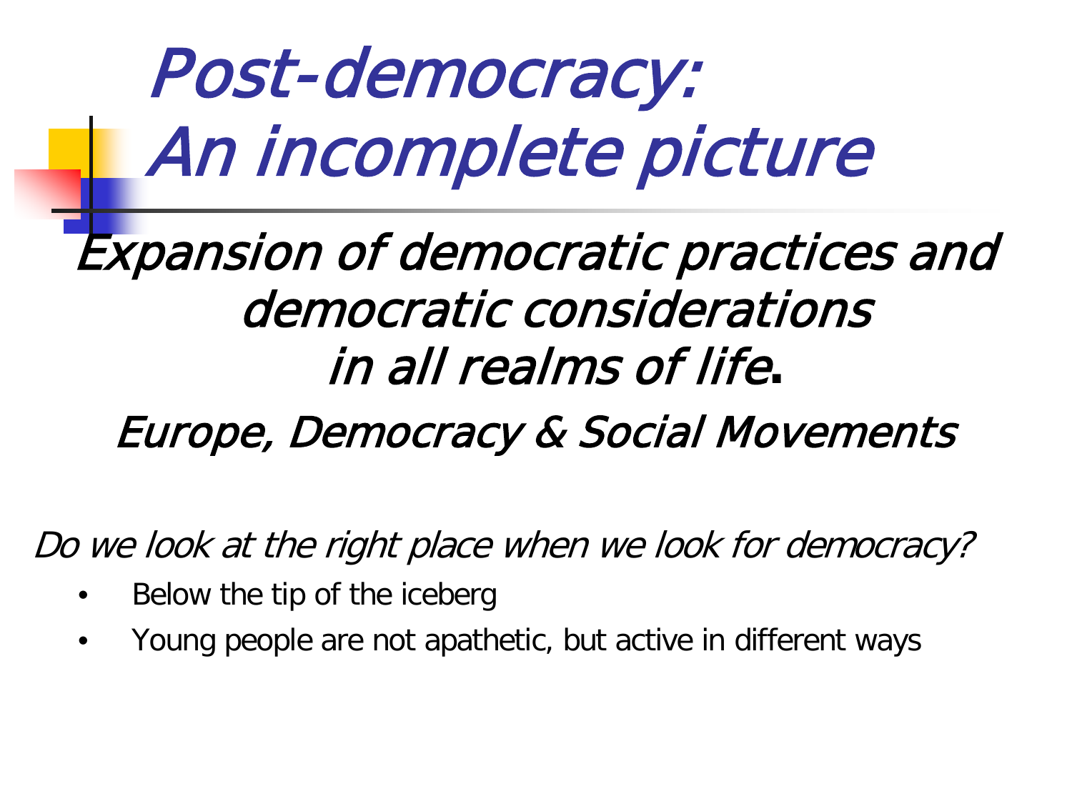# *Post-democracy: An incomplete picture*

*Expansion of democratic practices and democratic considerations in all realms of life*.

*Europe, Democracy & Social Movements*

*Do we look at the right place when we look for democracy?*

- Below the tip of the iceberg
- Young people are not apathetic, but active in different ways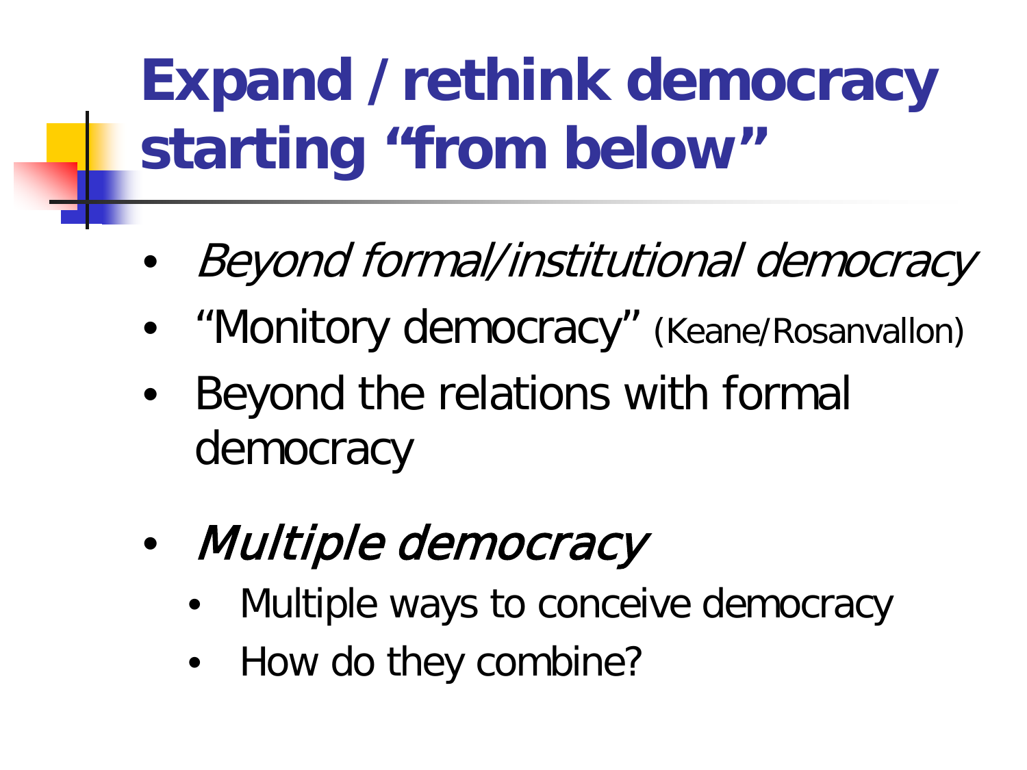# Expand / rethink democracy starting "from below"

- *Beyond formal/institutional democracy*
- "Monitory democracy" (Keane/Rosanvallon)
- Beyond the relations with formal democracy

- *Multiple democracy*
  - Multiple ways to conceive democracy
  - How do they combine?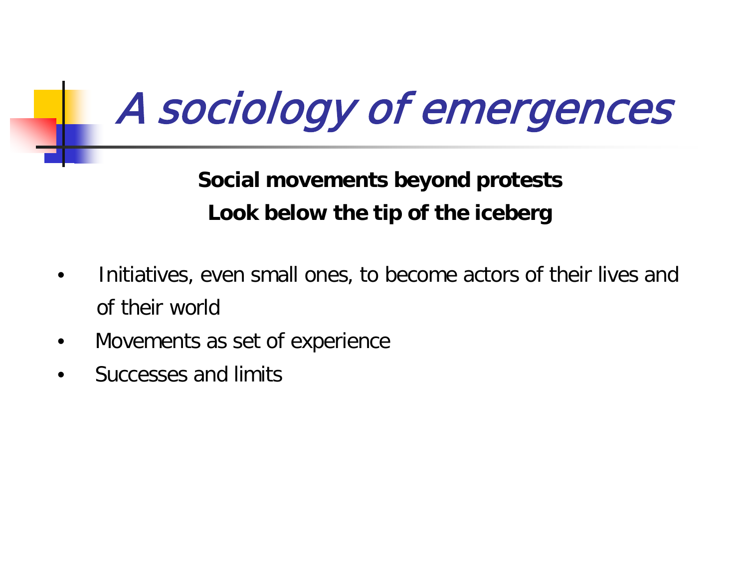# *A sociology of emergences*

**Social movements beyond protests**

**Look below the tip of the iceberg**

- Initiatives, even small ones, to become actors of their lives and of their world
- Movements as set of experience
- Successes and limits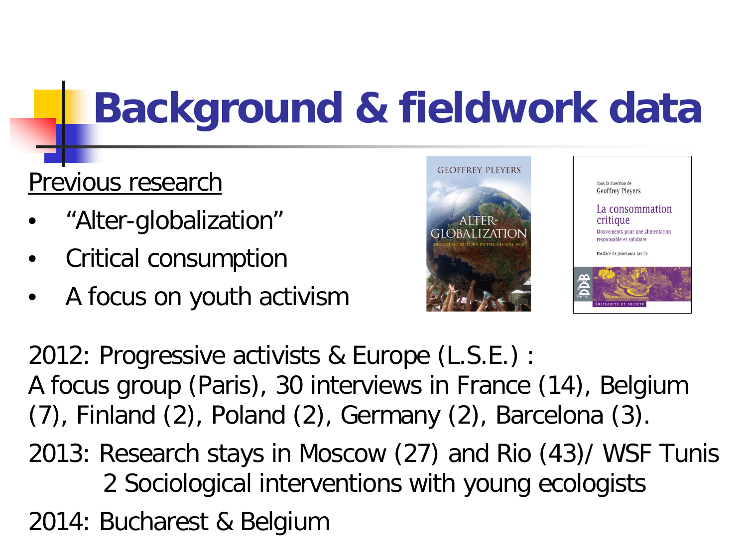# Background & fieldwork data

Previous research

- "Alter-globalization"
- Critical consumption
- A focus on youth activism

2012: Progressive activists & Europe (L.S.E.) :
A focus group (Paris), 30 interviews in France (14), Belgium (7), Finland (2), Poland (2), Germany (2), Barcelona (3).

2013: Research stays in Moscow (27) and Rio (43)/ WSF Tunis
2 Sociological interventions with young ecologists

2014: Bucharest & Belgium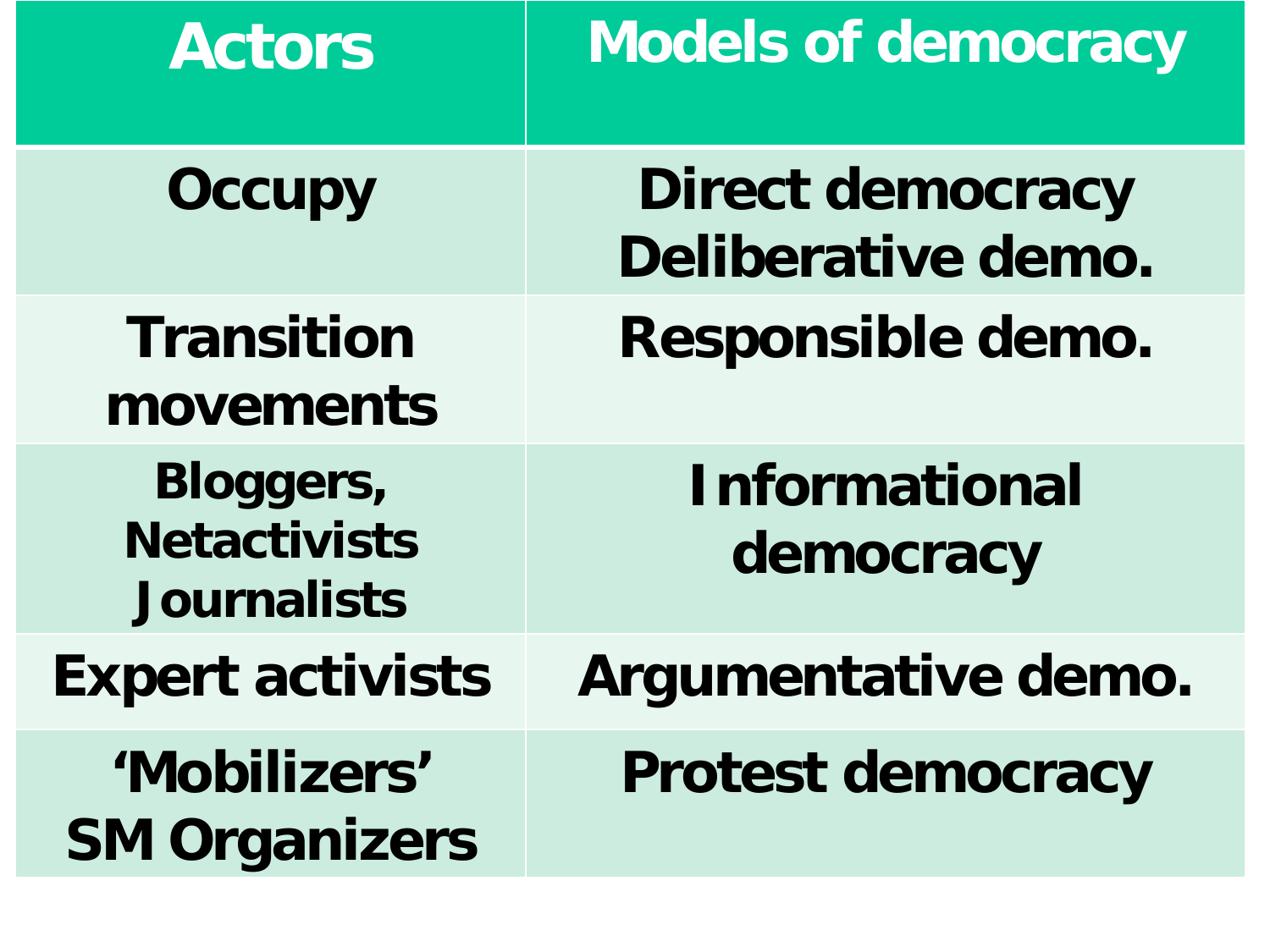| Actors | Models of democracy |
| --- | --- |
| Occupy | Direct democracy<br>Deliberative demo. |
| Transition movements | Responsible demo. |
| Bloggers,<br>Netactivists<br>Journalists | Informational democracy |
| Expert activists | Argumentative demo. |
| ‘Mobilizers’<br>SM Organizers | Protest democracy |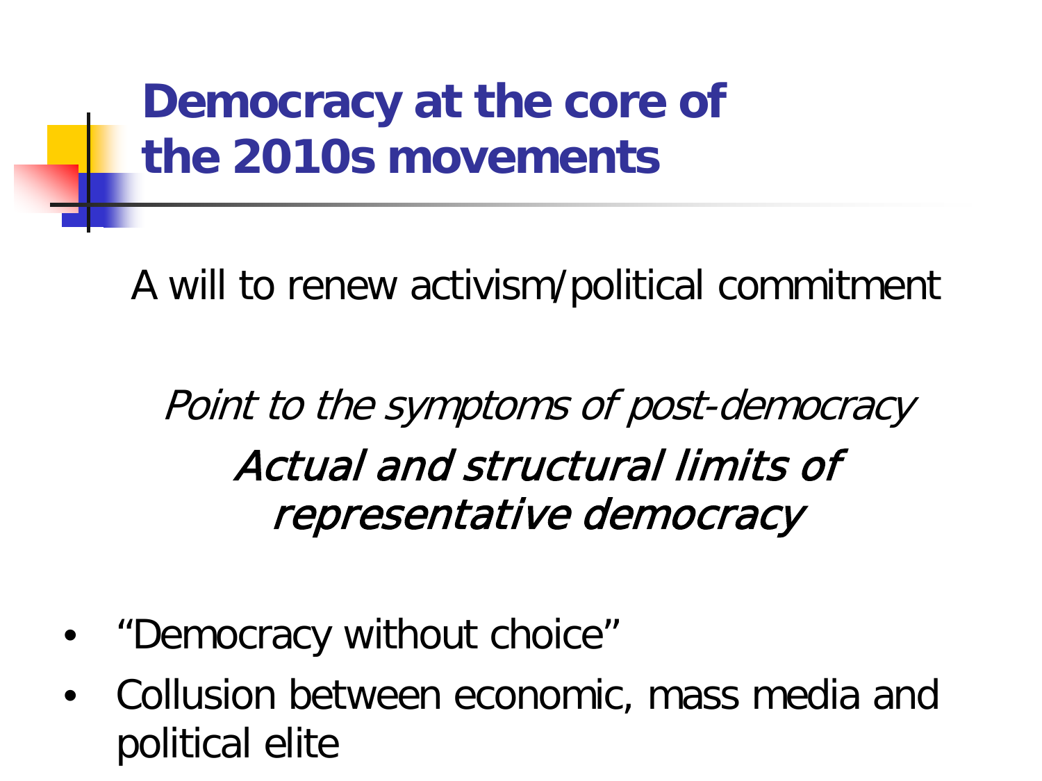# Democracy at the core of the 2010s movements

A will to renew activism/political commitment

*Point to the symptoms of post-democracy*

*Actual and structural limits of representative democracy*

- "Democracy without choice"
- Collusion between economic, mass media and political elite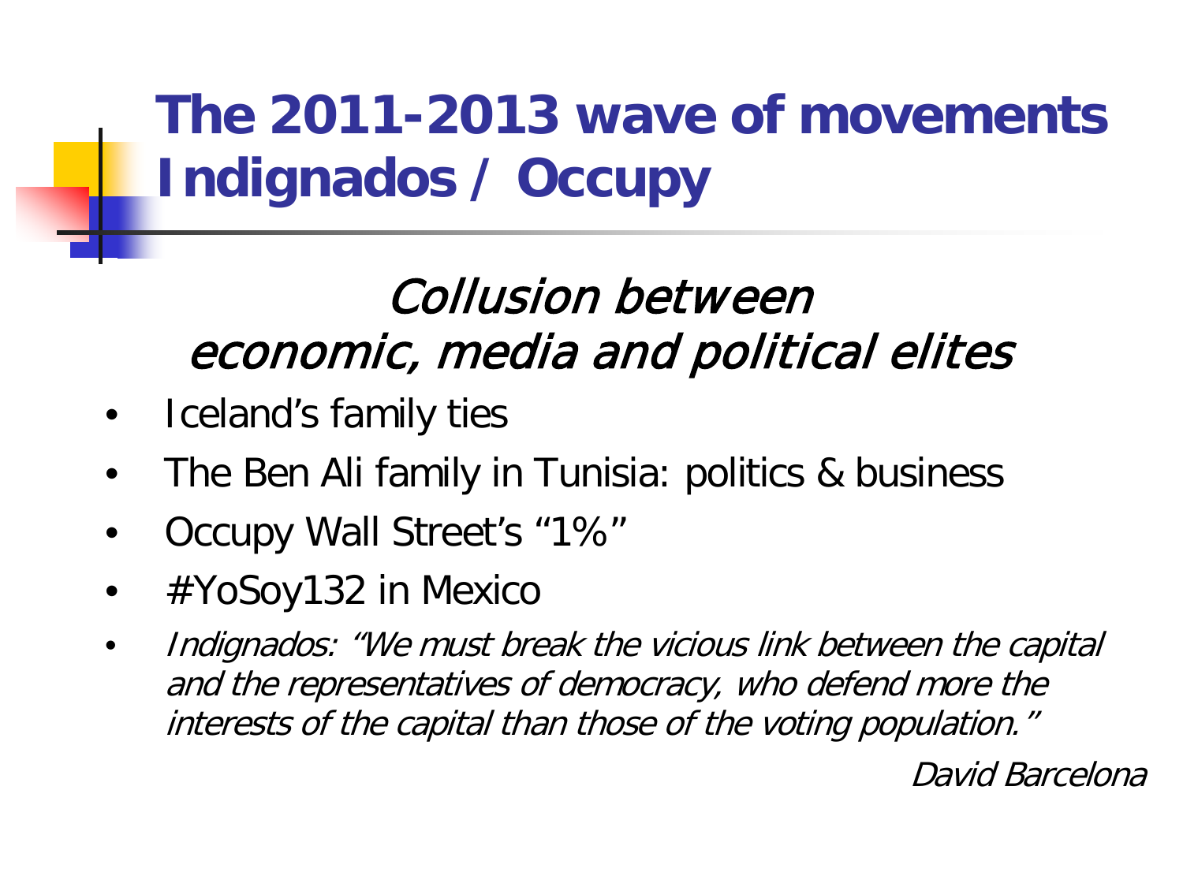# The 2011-2013 wave of movements Indignados / Occupy

## *Collusion between economic, media and political elites*

- Iceland's family ties
- The Ben Ali family in Tunisia: politics & business
- Occupy Wall Street's "1%"
- #YoSoy132 in Mexico
- *Indignados: "We must break the vicious link between the capital and the representatives of democracy, who defend more the interests of the capital than those of the voting population."*

*David Barcelona*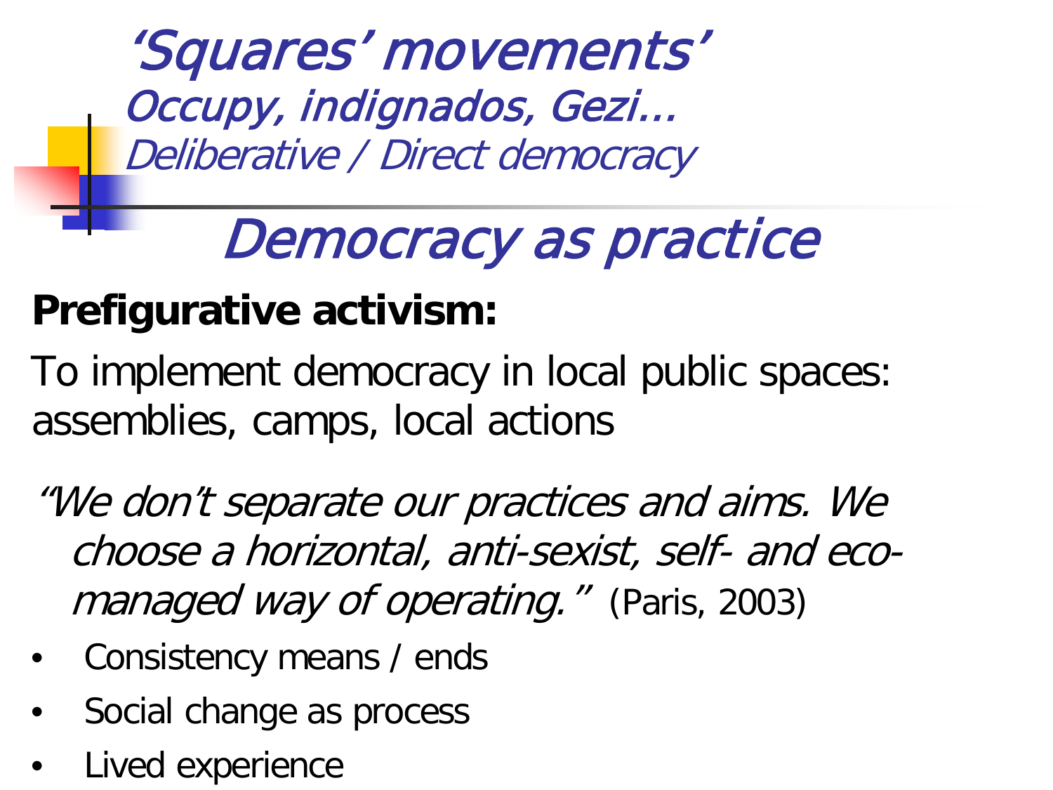*'Squares' movements'*
*Occupy, indignados, Gezi…*
*Deliberative / Direct democracy*

# *Democracy as practice*

**Prefigurative activism:**

To implement democracy in local public spaces: assemblies, camps, local actions

*"We don't separate our practices and aims. We choose a horizontal, anti-sexist, self- and eco-managed way of operating."* (Paris, 2003)

- Consistency means / ends
- Social change as process
- Lived experience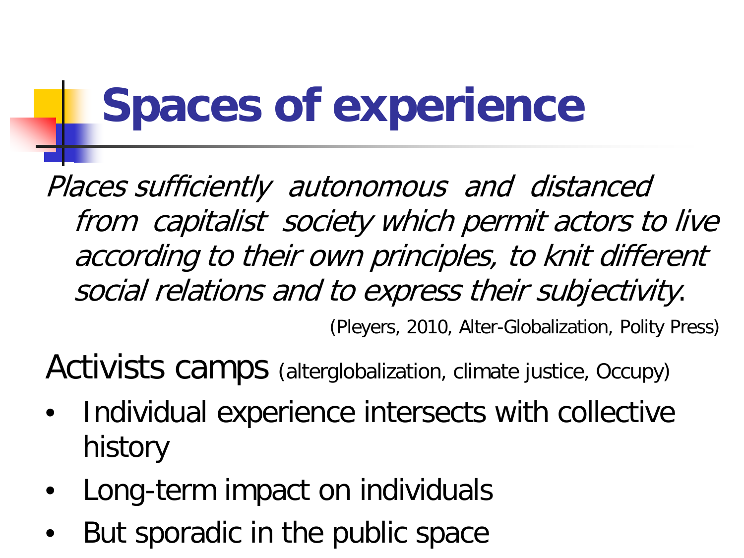# Spaces of experience

*Places sufficiently autonomous and distanced from capitalist society which permit actors to live according to their own principles, to knit different social relations and to express their subjectivity*.

(Pleyers, 2010, Alter-Globalization, Polity Press)

Activists camps (alterglobalization, climate justice, Occupy)

- Individual experience intersects with collective history
- Long-term impact on individuals
- But sporadic in the public space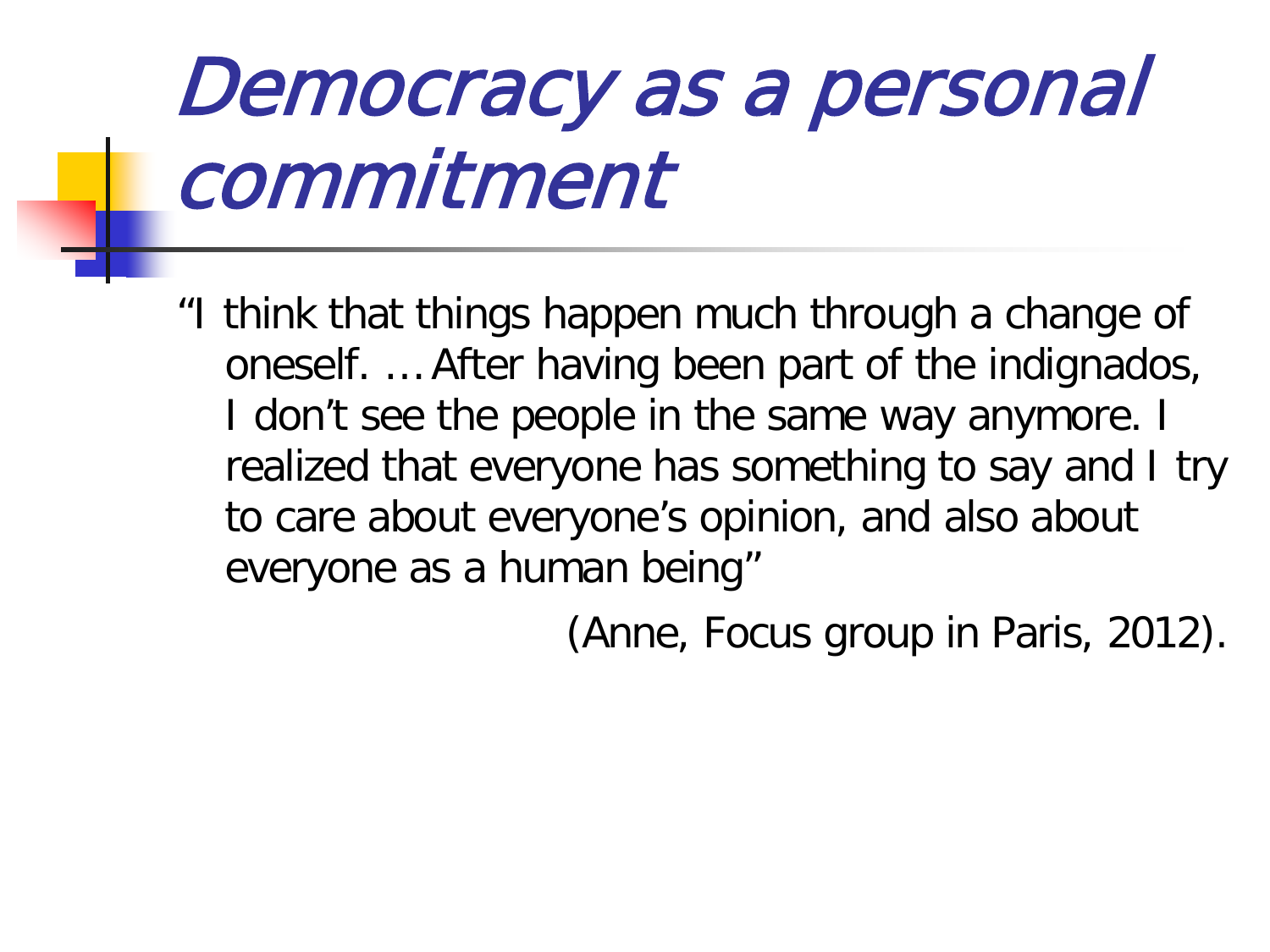# *Democracy as a personal commitment*

"I think that things happen much through a change of oneself. … After having been part of the indignados, I don't see the people in the same way anymore. I realized that everyone has something to say and I try to care about everyone's opinion, and also about everyone as a human being"

(Anne, Focus group in Paris, 2012).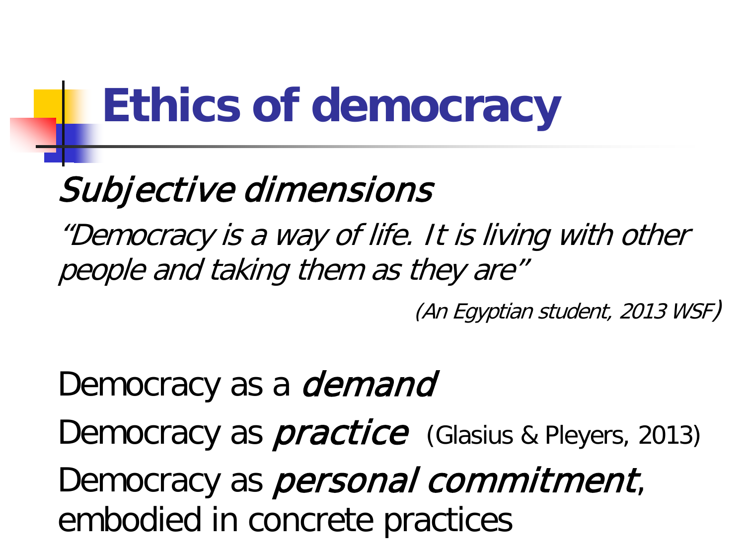# Ethics of democracy

*Subjective dimensions*

*"Democracy is a way of life. It is living with other people and taking them as they are"*

*(An Egyptian student, 2013 WSF)*

Democracy as a *demand*

Democracy as *practice* (Glasius & Pleyers, 2013)

Democracy as *personal commitment*, embodied in concrete practices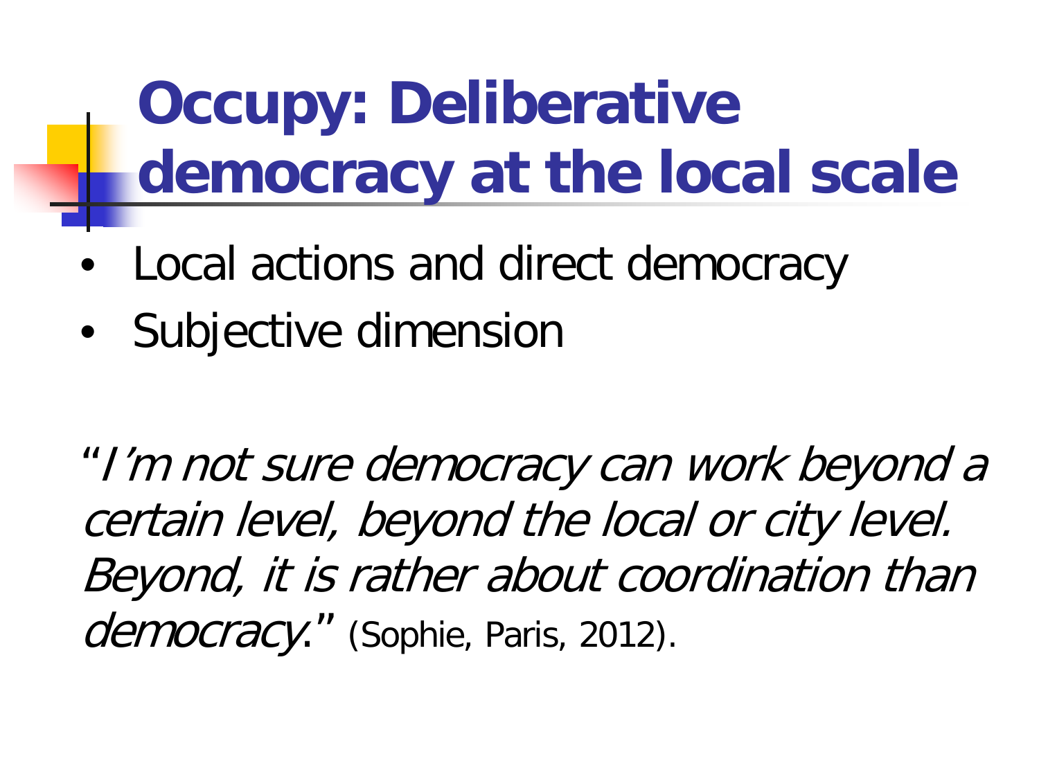# Occupy: Deliberative democracy at the local scale

- Local actions and direct democracy
- Subjective dimension

"*I'm not sure democracy can work beyond a certain level, beyond the local or city level. Beyond, it is rather about coordination than democracy*." (Sophie, Paris, 2012).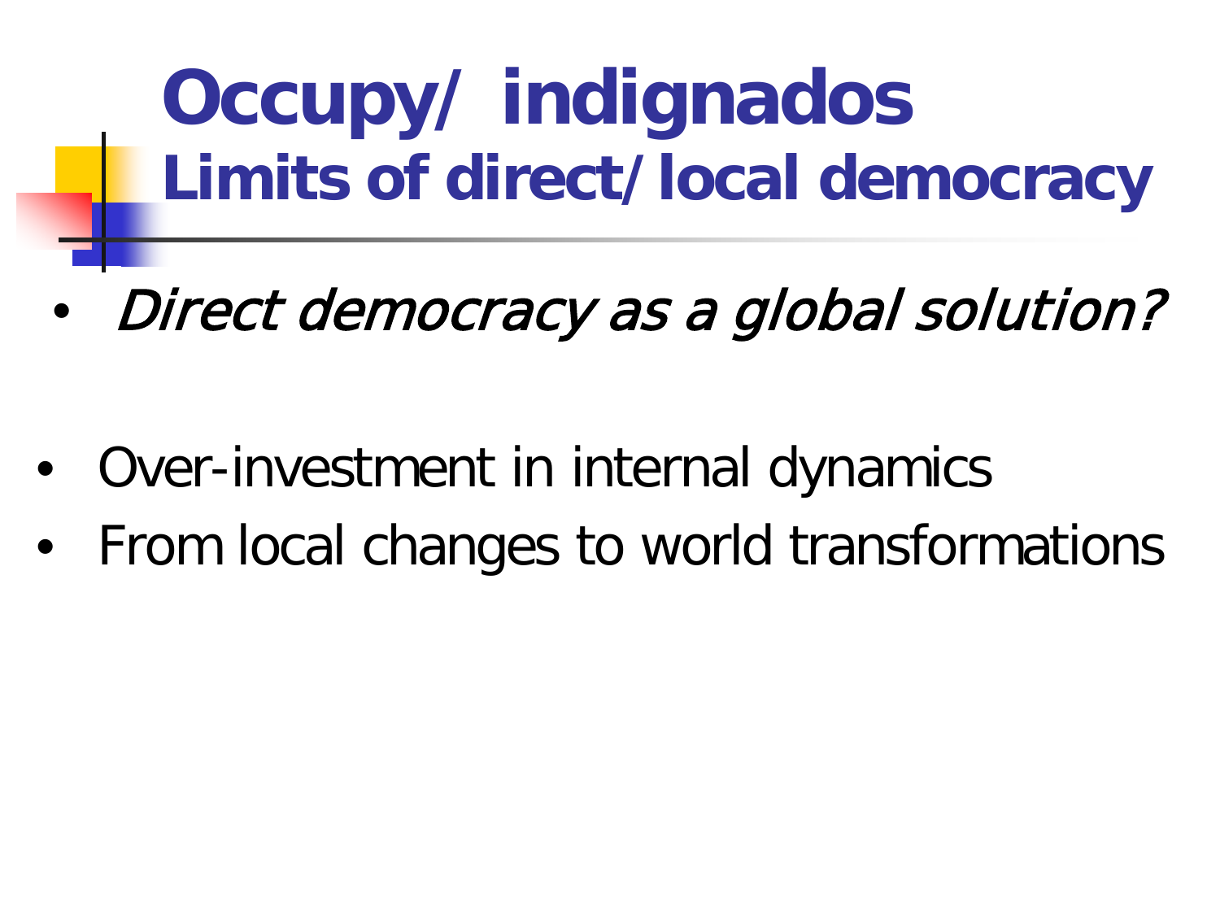# Occupy/ indignados

## Limits of direct/local democracy

- *Direct democracy as a global solution?*

- Over-investment in internal dynamics
- From local changes to world transformations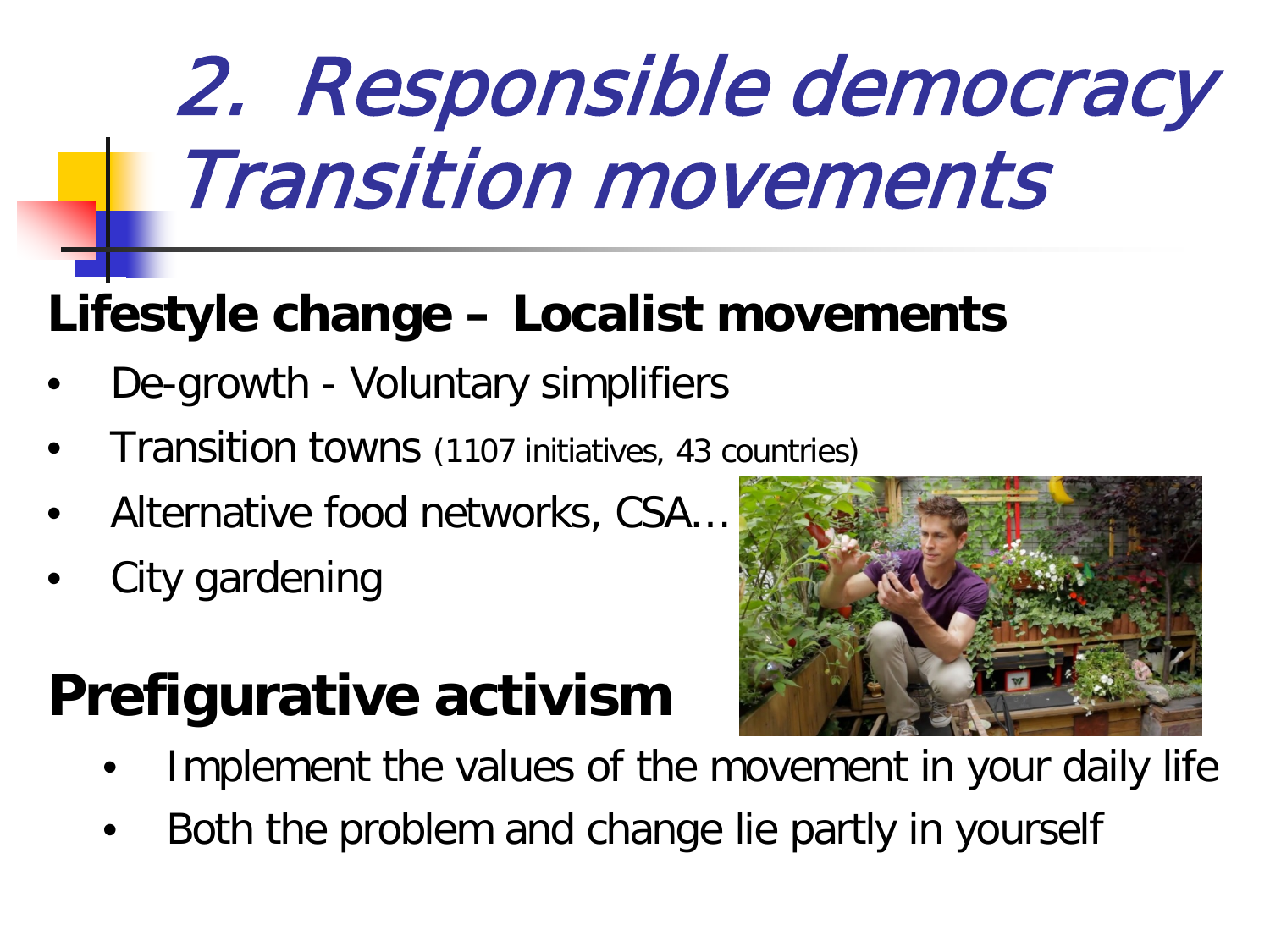# 2. Responsible democracy Transition movements

## Lifestyle change – Localist movements

- De-growth - Voluntary simplifiers
- Transition towns (1107 initiatives, 43 countries)
- Alternative food networks, CSA…
- City gardening

## Prefigurative activism

- Implement the values of the movement in your daily life
- Both the problem and change lie partly in yourself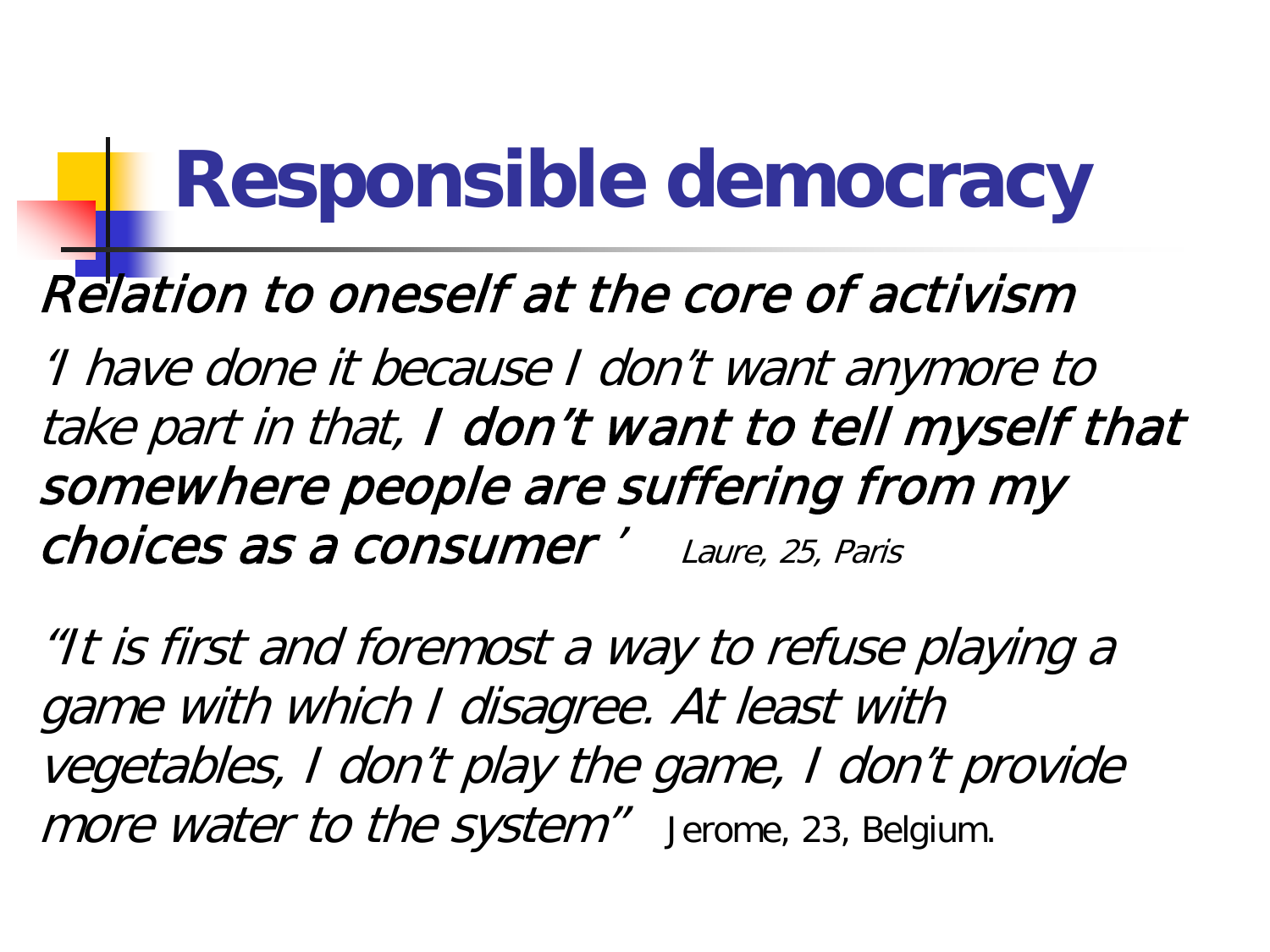# Responsible democracy

*Relation to oneself at the core of activism*

*'I have done it because I don't want anymore to take part in that,* ***I don't want to tell myself that somewhere people are suffering from my choices as a consumer*** *'* *Laure, 25, Paris*

*"It is first and foremost a way to refuse playing a game with which I disagree. At least with vegetables, I don't play the game, I don't provide more water to the system"* Jerome, 23, Belgium.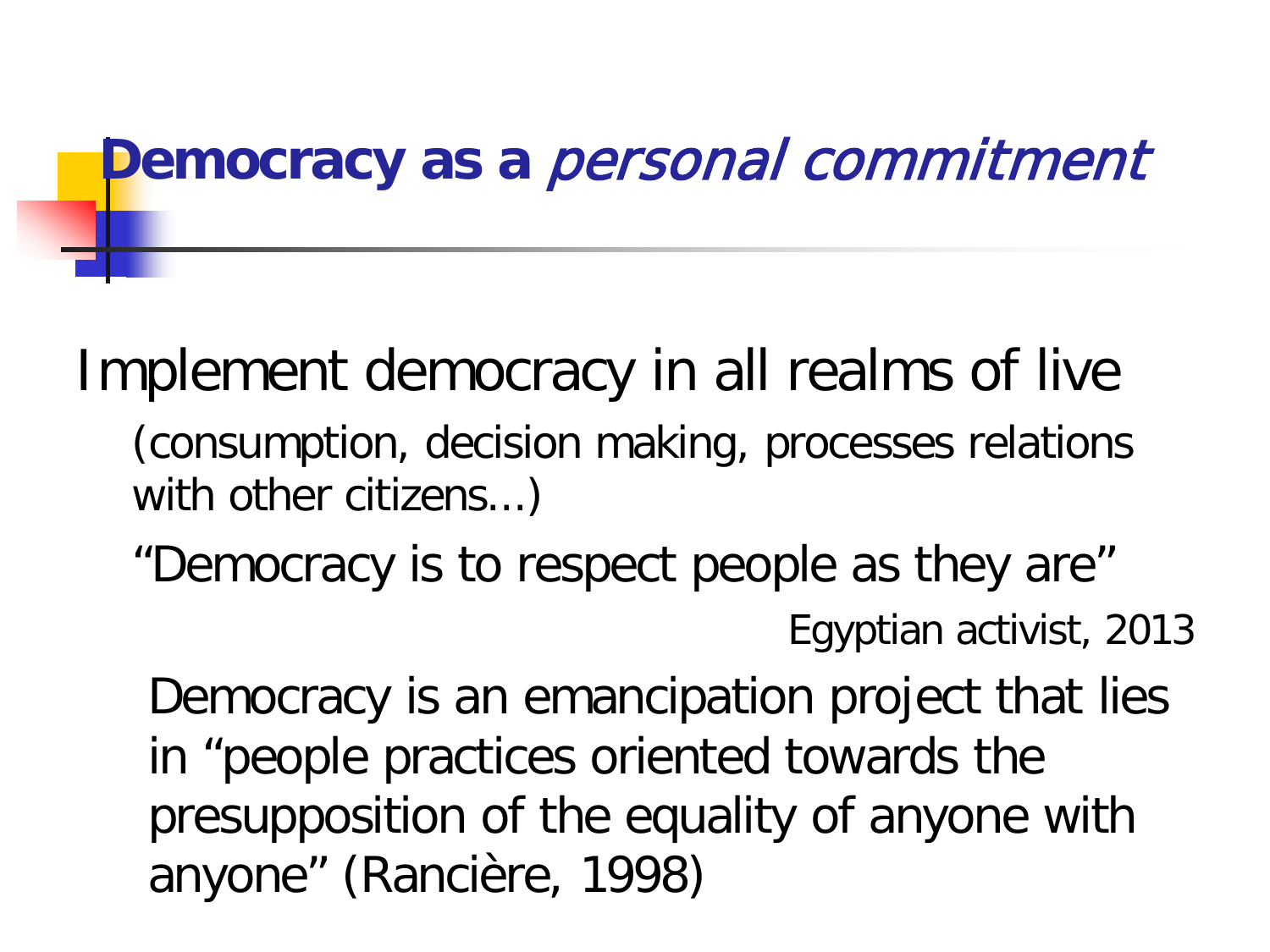# Democracy as a *personal commitment*

Implement democracy in all realms of live

(consumption, decision making, processes relations with other citizens…)

"Democracy is to respect people as they are"

Egyptian activist, 2013

Democracy is an emancipation project that lies in "people practices oriented towards the presupposition of the equality of anyone with anyone" (Rancière, 1998)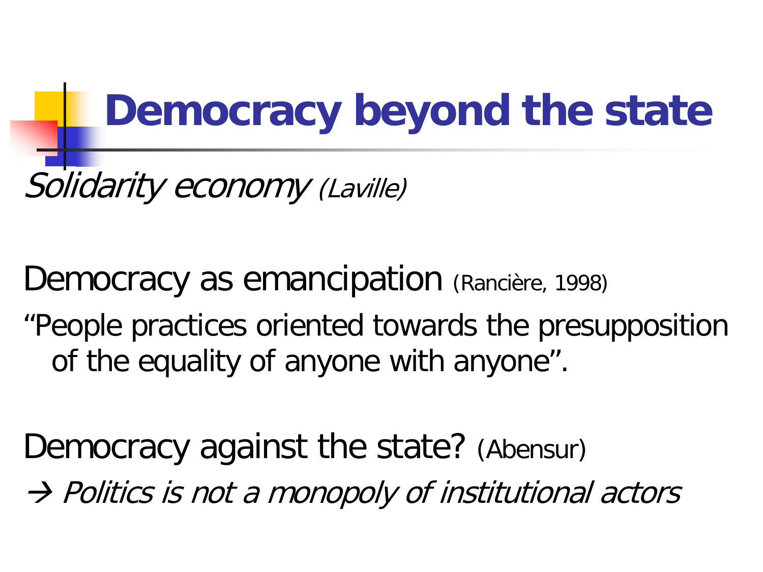# Democracy beyond the state

*Solidarity economy (Laville)*

Democracy as emancipation (Rancière, 1998)

"People practices oriented towards the presupposition of the equality of anyone with anyone".

Democracy against the state? (Abensur)

→ *Politics is not a monopoly of institutional actors*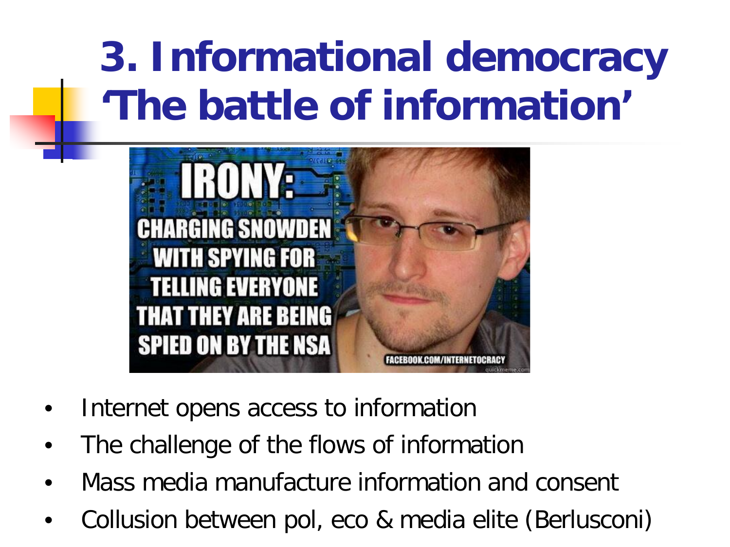# 3. Informational democracy 'The battle of information'

IRONY: CHARGING SNOWDEN WITH SPYING FOR TELLING EVERYONE THAT THEY ARE BEING SPIED ON BY THE NSA

FACEBOOK.COM/INTERNETOCRACY

- Internet opens access to information
- The challenge of the flows of information
- Mass media manufacture information and consent
- Collusion between pol, eco & media elite (Berlusconi)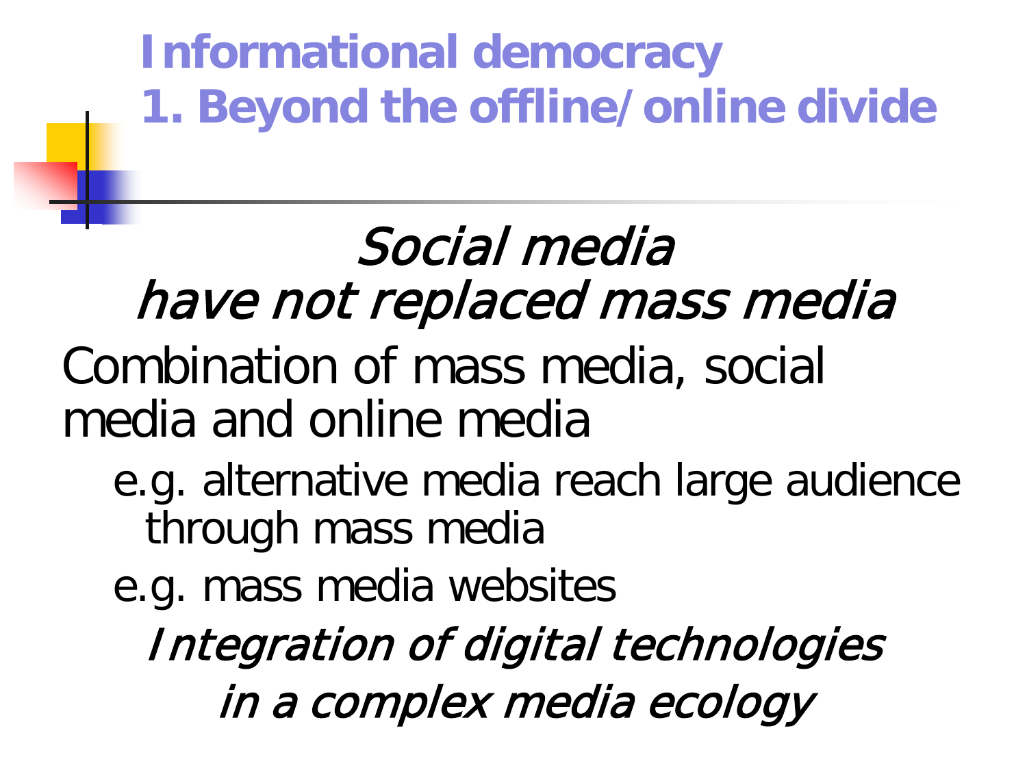# Informational democracy
# 1. Beyond the offline/online divide

*Social media*
*have not replaced mass media*

Combination of mass media, social media and online media

- e.g. alternative media reach large audience through mass media
- e.g. mass media websites

*Integration of digital technologies*
*in a complex media ecology*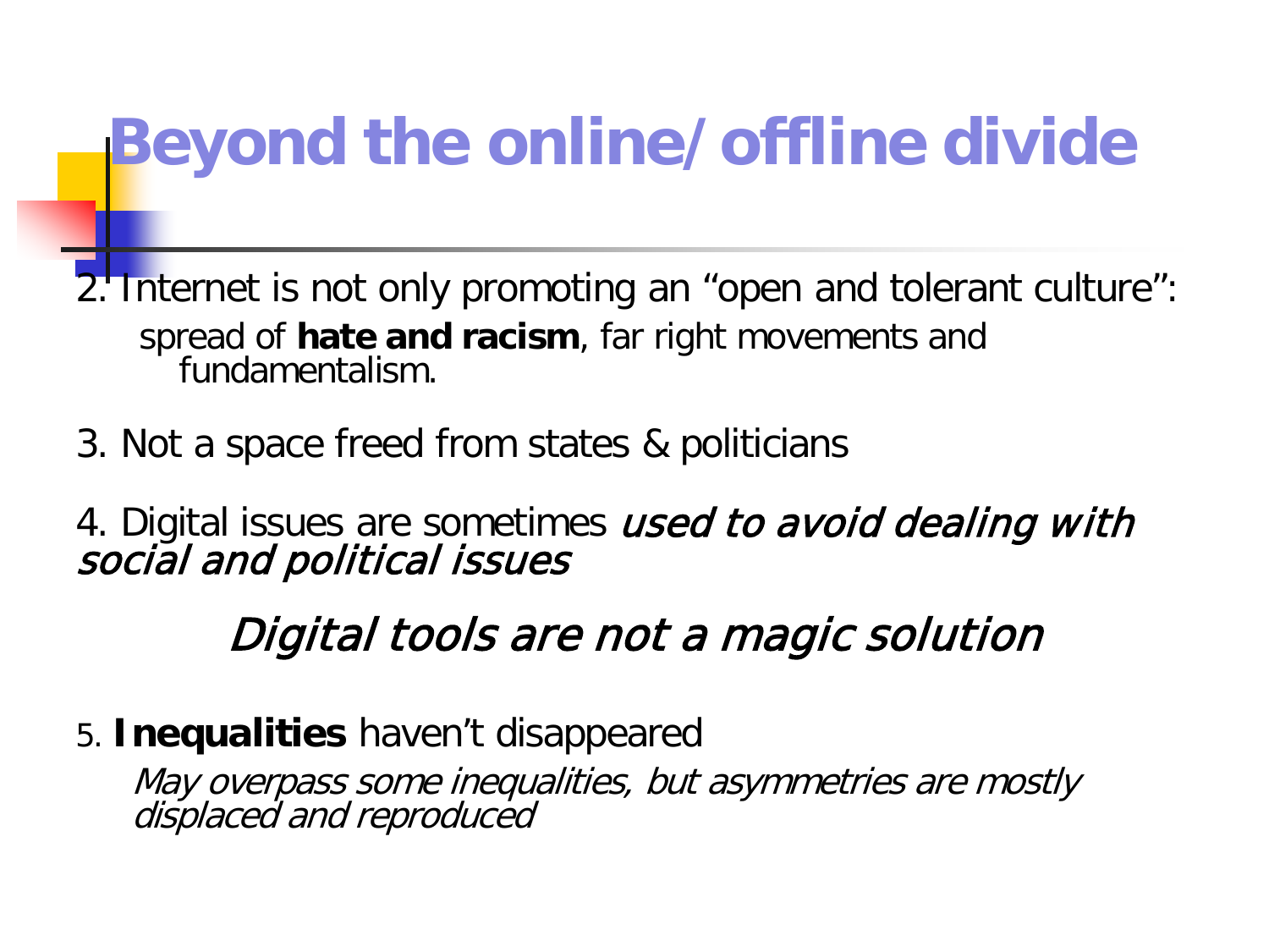# Beyond the online/offline divide

2. Internet is not only promoting an “open and tolerant culture”:
   spread of **hate and racism**, far right movements and fundamentalism.

3. Not a space freed from states & politicians

4. Digital issues are sometimes *used to avoid dealing with social and political issues*

*Digital tools are not a magic solution*

5. **Inequalities** haven’t disappeared
   *May overpass some inequalities, but asymmetries are mostly displaced and reproduced*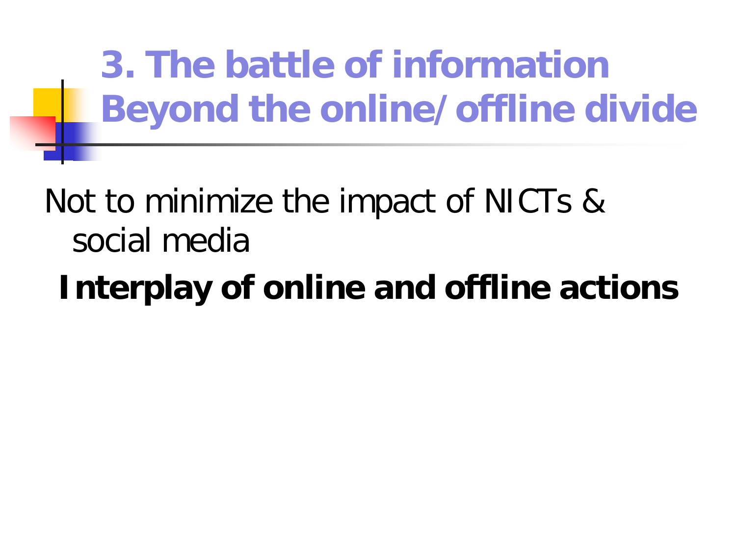# 3. The battle of information
# Beyond the online/offline divide

Not to minimize the impact of NICTs & social media

**Interplay of online and offline actions**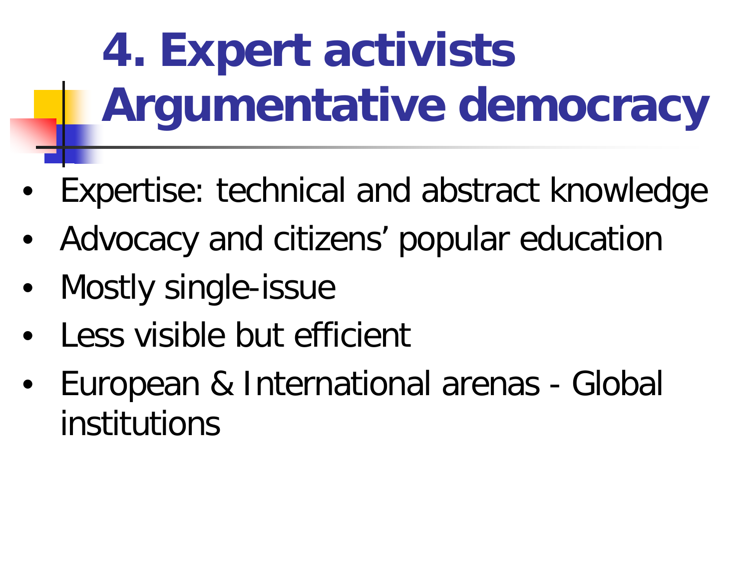# 4. Expert activists Argumentative democracy

- Expertise: technical and abstract knowledge
- Advocacy and citizens' popular education
- Mostly single-issue
- Less visible but efficient
- European & International arenas - Global institutions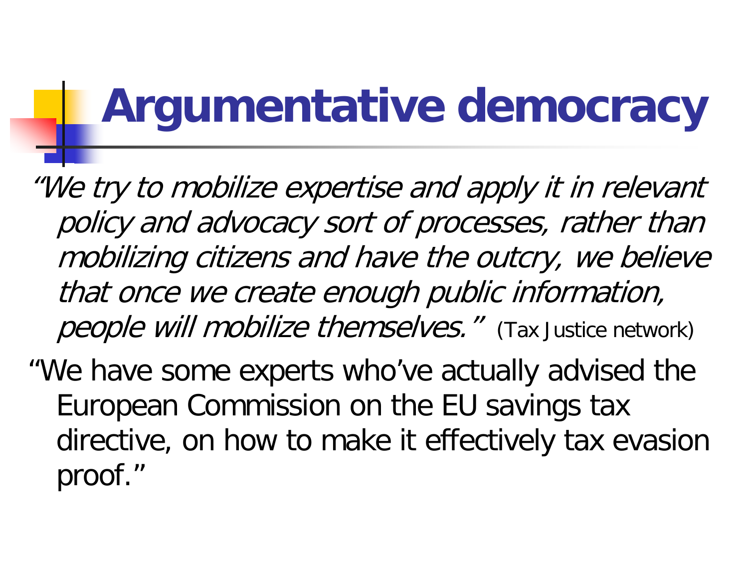# Argumentative democracy

*"We try to mobilize expertise and apply it in relevant policy and advocacy sort of processes, rather than mobilizing citizens and have the outcry, we believe that once we create enough public information, people will mobilize themselves."* (Tax Justice network)

"We have some experts who've actually advised the European Commission on the EU savings tax directive, on how to make it effectively tax evasion proof."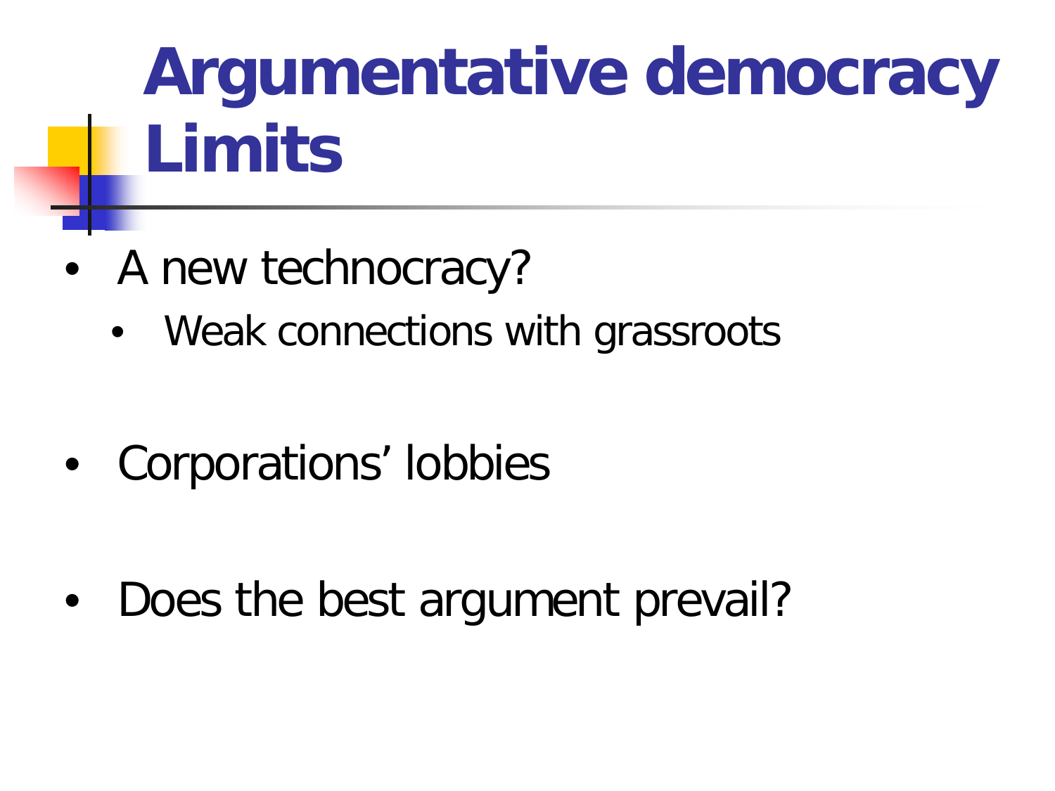# Argumentative democracy Limits

- A new technocracy?
  - Weak connections with grassroots
- Corporations' lobbies
- Does the best argument prevail?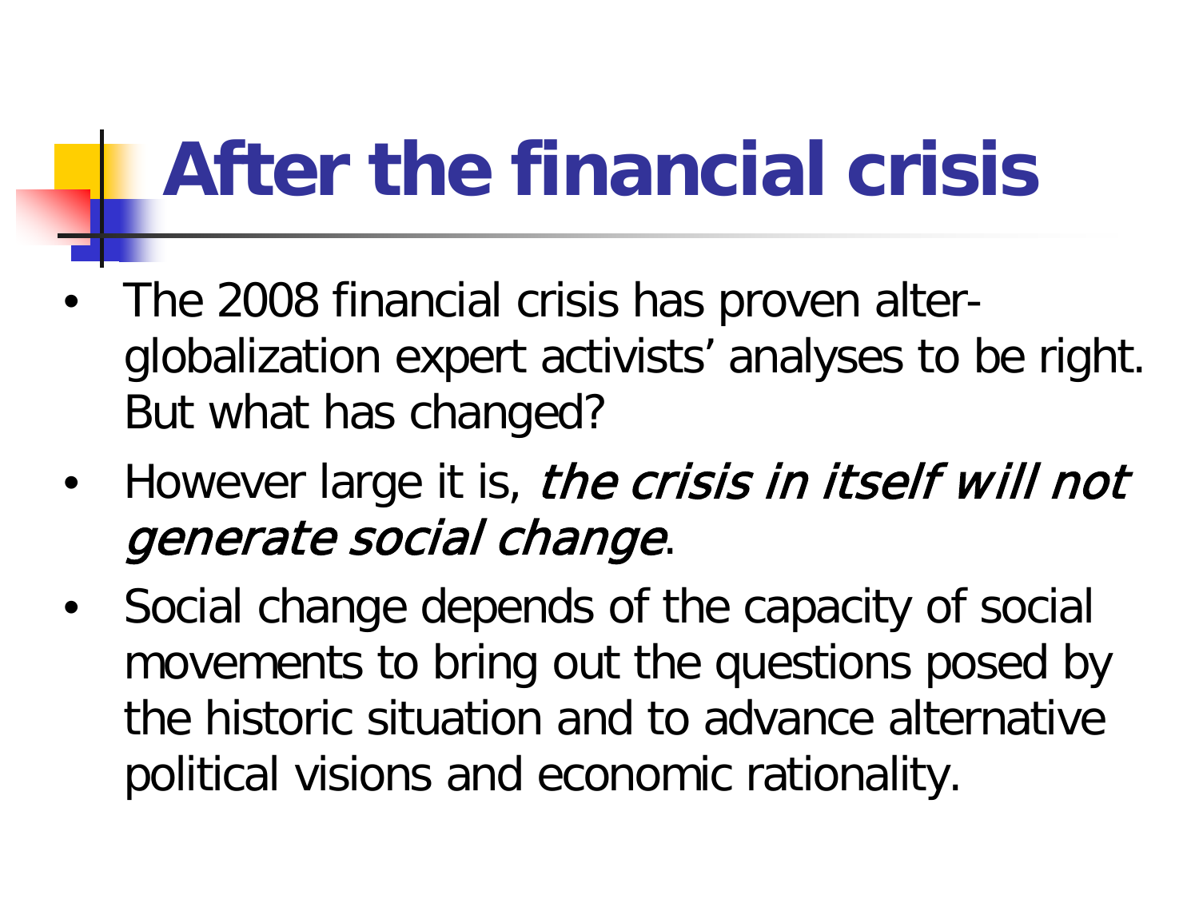# After the financial crisis

- The 2008 financial crisis has proven alter-globalization expert activists' analyses to be right. But what has changed?
- However large it is, *the crisis in itself will not generate social change*.
- Social change depends of the capacity of social movements to bring out the questions posed by the historic situation and to advance alternative political visions and economic rationality.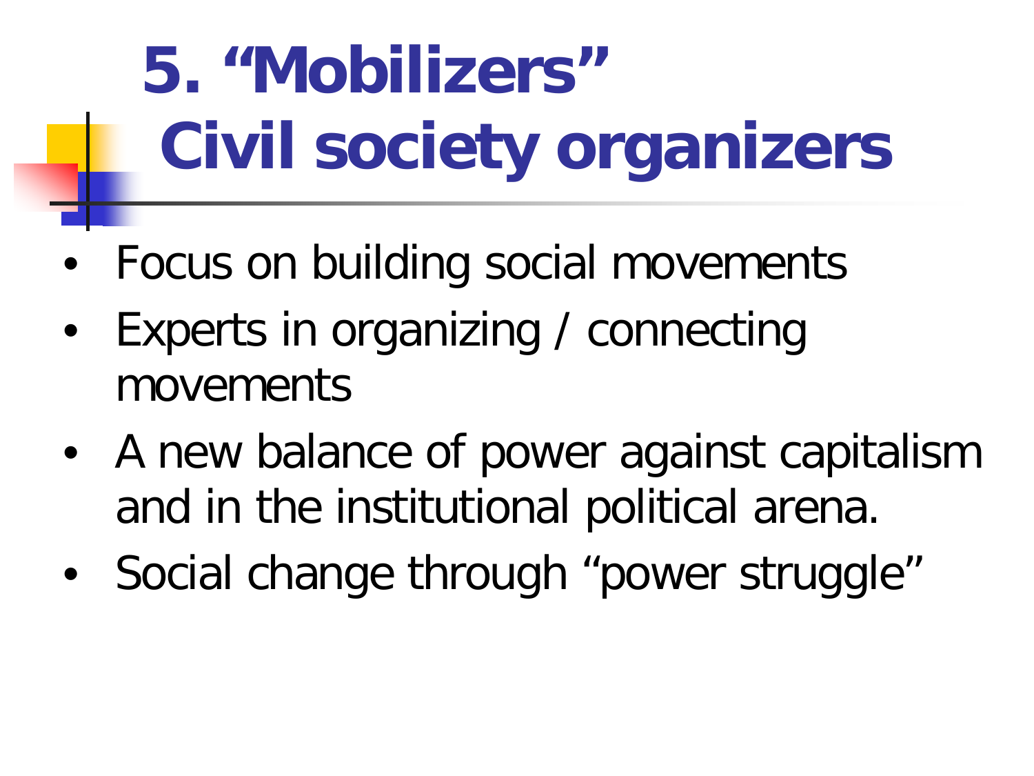# 5. "Mobilizers" Civil society organizers

- Focus on building social movements
- Experts in organizing / connecting movements
- A new balance of power against capitalism and in the institutional political arena.
- Social change through "power struggle"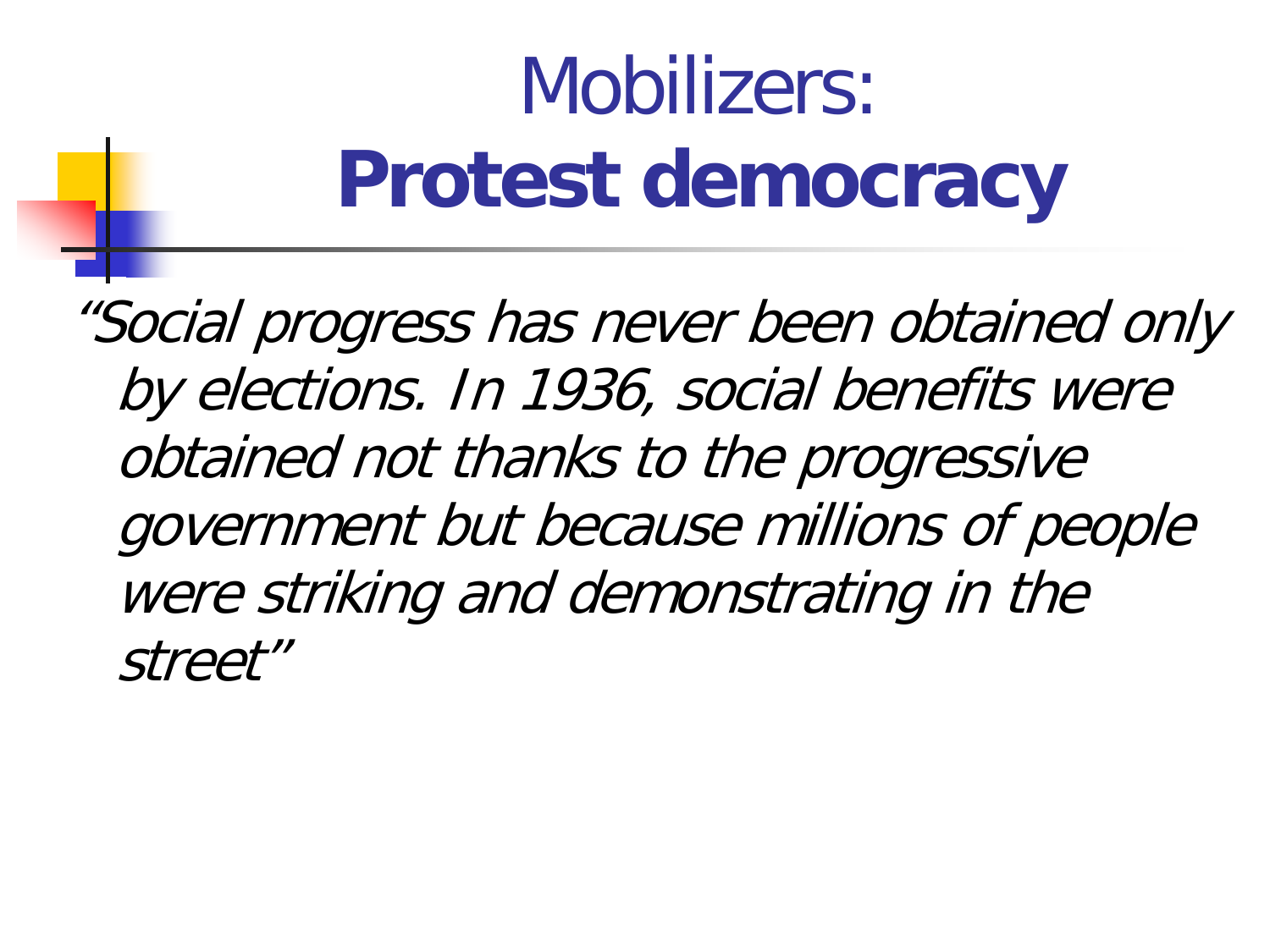# Mobilizers: **Protest democracy**

*"Social progress has never been obtained only by elections. In 1936, social benefits were obtained not thanks to the progressive government but because millions of people were striking and demonstrating in the street"*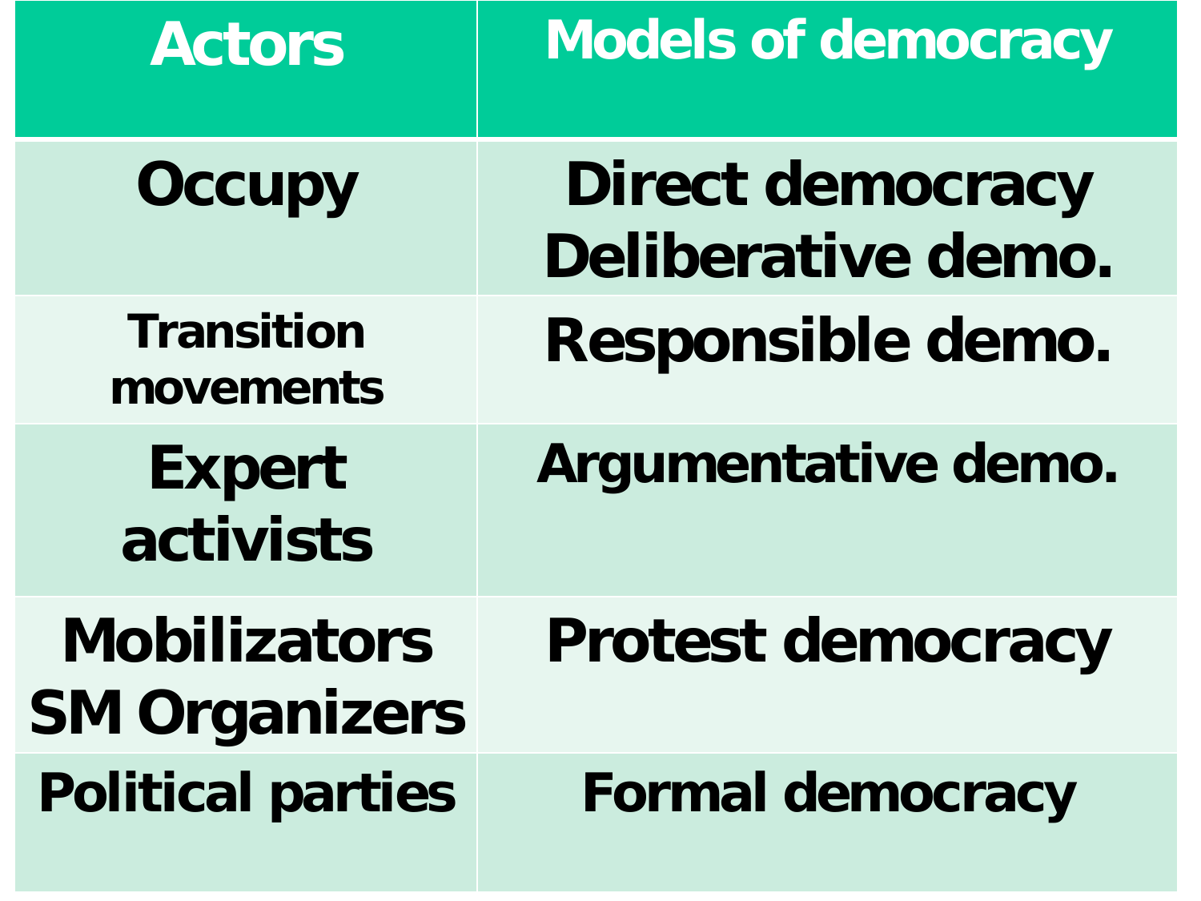| Actors | Models of democracy |
| --- | --- |
| Occupy | Direct democracy<br>Deliberative demo. |
| Transition movements | Responsible demo. |
| Expert activists | Argumentative demo. |
| Mobilizators<br>SM Organizers | Protest democracy |
| Political parties | Formal democracy |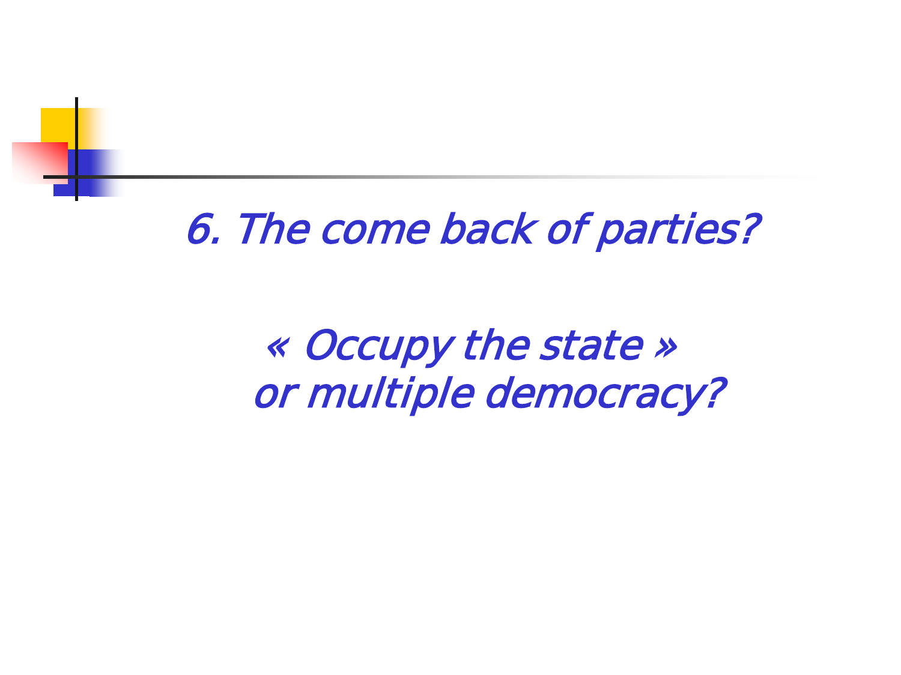## *6. The come back of parties?*

*« Occupy the state »*
*or multiple democracy?*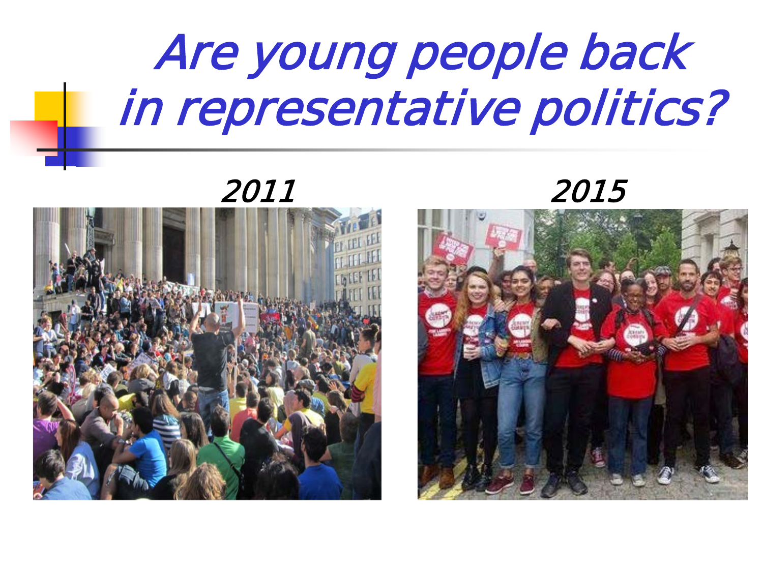# Are young people back in representative politics?

2011

2015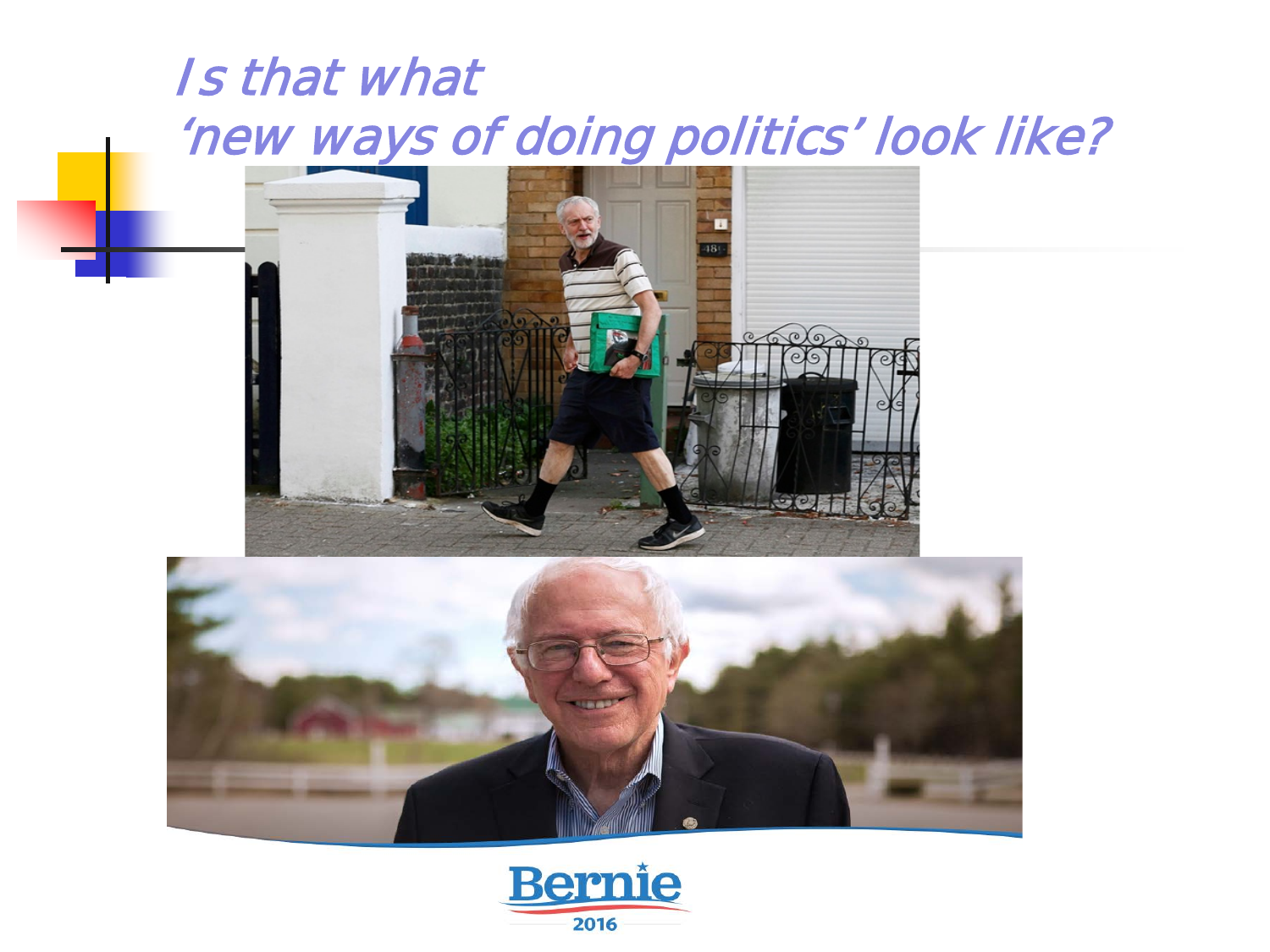# *Is that what 'new ways of doing politics' look like?*

Bernie 2016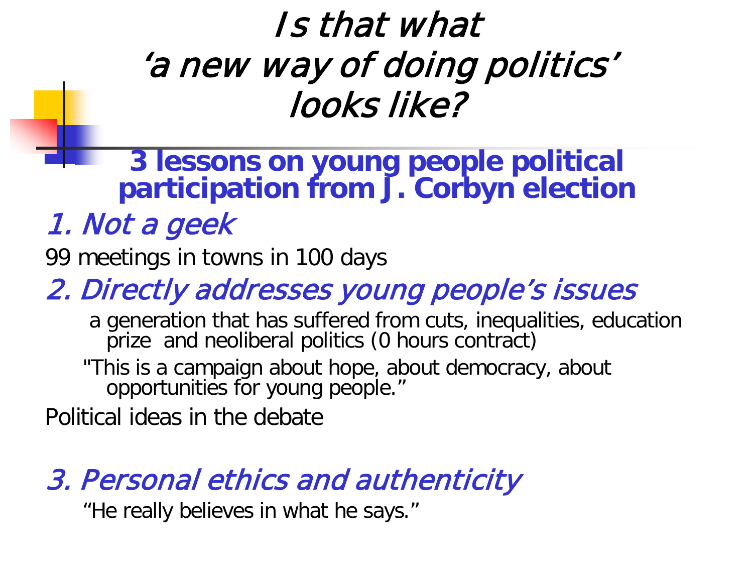# *Is that what 'a new way of doing politics' looks like?*

## 3 lessons on young people political participation from J. Corbyn election

### *1. Not a geek*

99 meetings in towns in 100 days

### *2. Directly addresses young people's issues*

a generation that has suffered from cuts, inequalities, education prize and neoliberal politics (0 hours contract)

"This is a campaign about hope, about democracy, about opportunities for young people."

Political ideas in the debate

### *3. Personal ethics and authenticity*

"He really believes in what he says."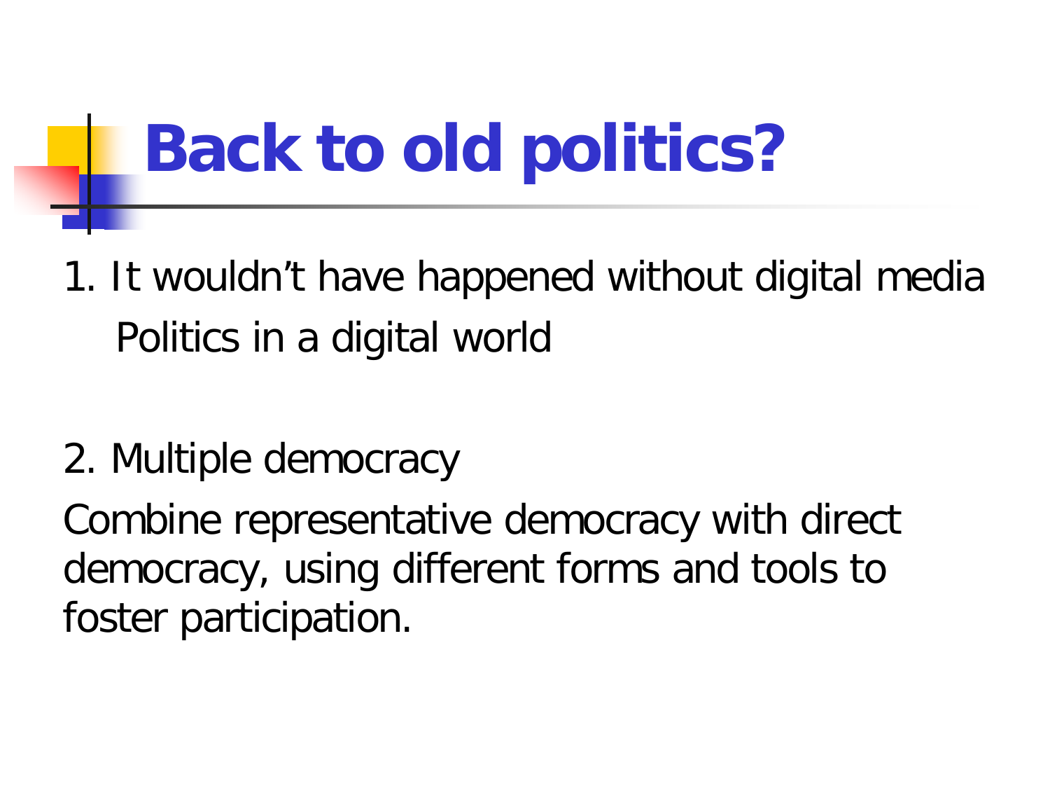# Back to old politics?

1. It wouldn't have happened without digital media

   Politics in a digital world

2. Multiple democracy

Combine representative democracy with direct democracy, using different forms and tools to foster participation.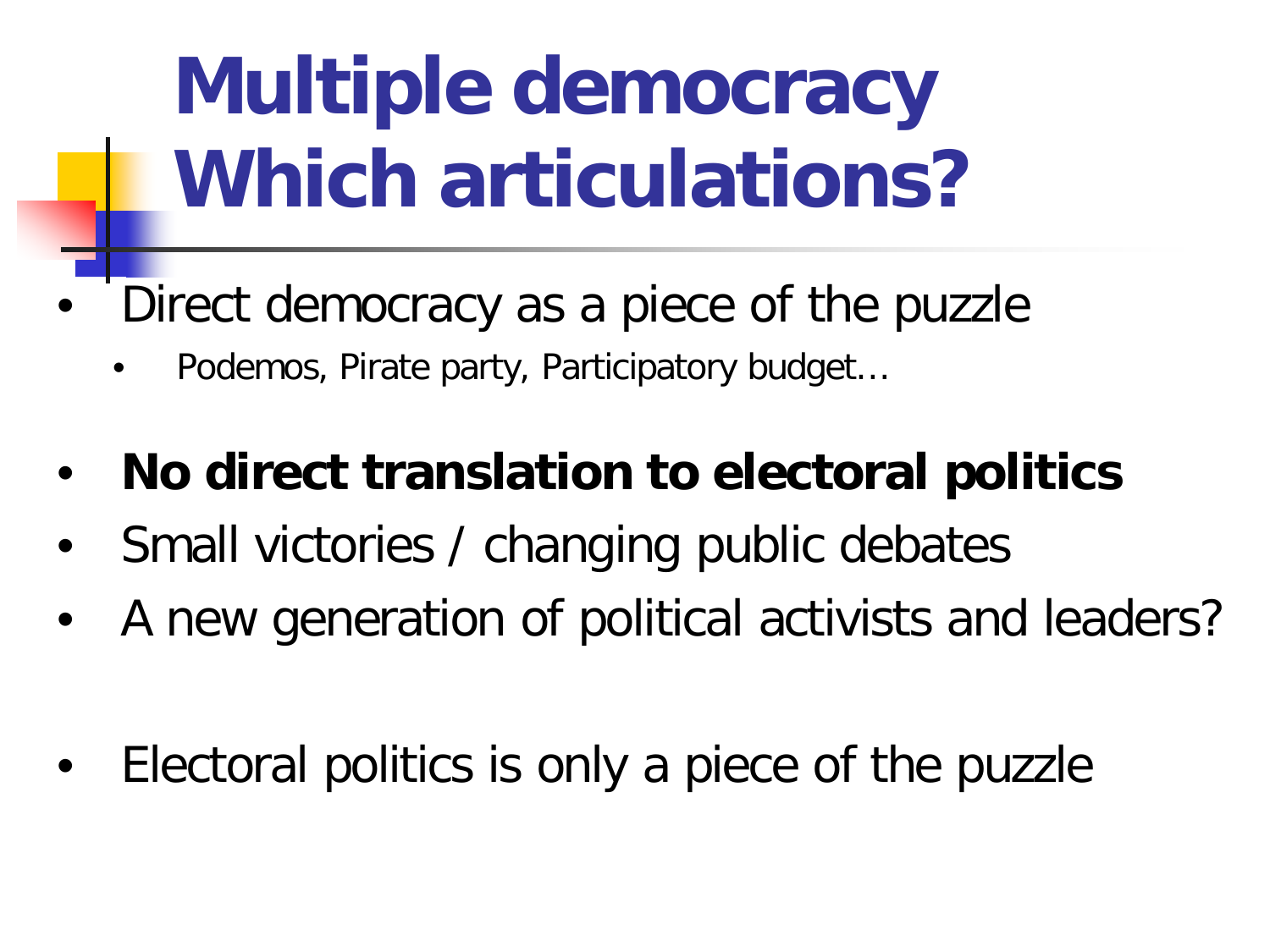# Multiple democracy Which articulations?

- Direct democracy as a piece of the puzzle
  - Podemos, Pirate party, Participatory budget…
- **No direct translation to electoral politics**
- Small victories / changing public debates
- A new generation of political activists and leaders?
- Electoral politics is only a piece of the puzzle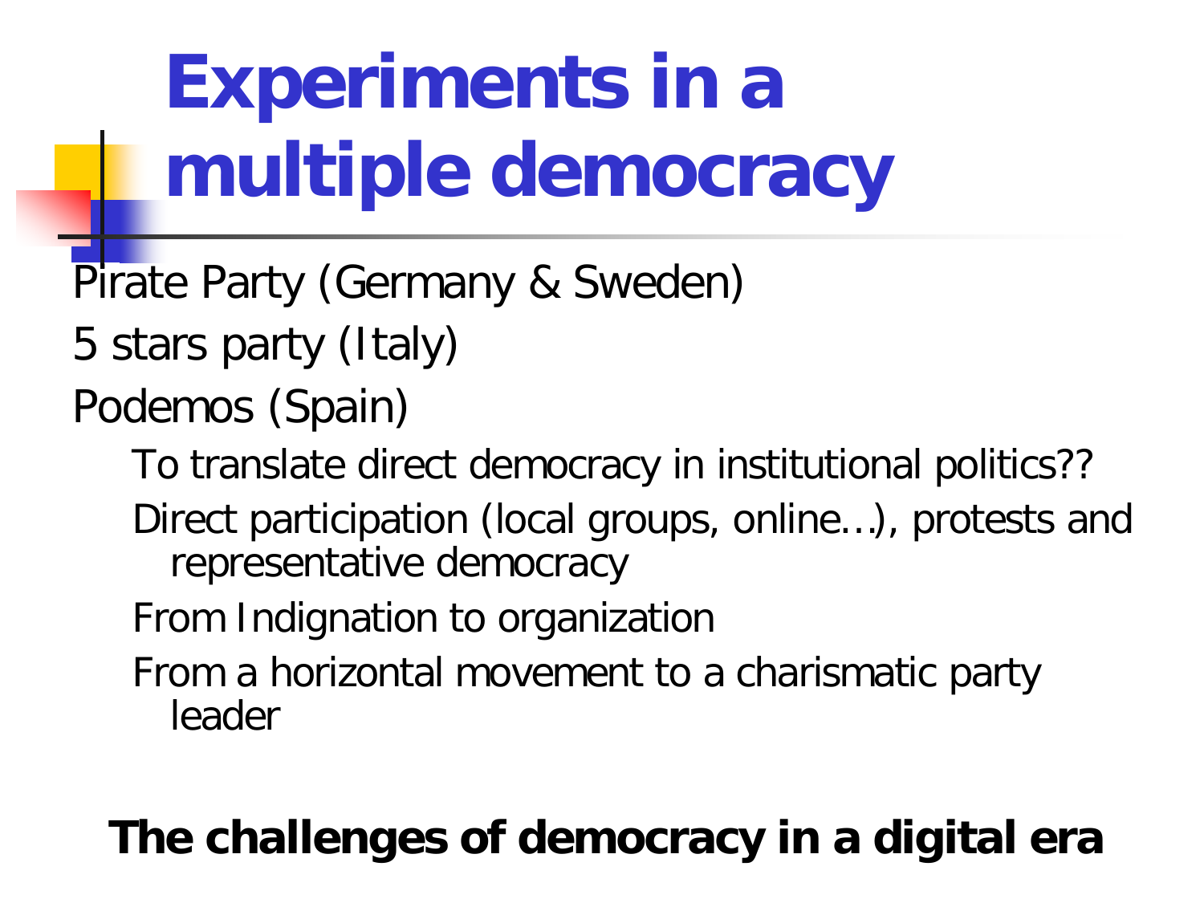# Experiments in a multiple democracy

- Pirate Party (Germany & Sweden)
- 5 stars party (Italy)
- Podemos (Spain)
  - To translate direct democracy in institutional politics??
  - Direct participation (local groups, online…), protests and representative democracy
  - From Indignation to organization
  - From a horizontal movement to a charismatic party leader

**The challenges of democracy in a digital era**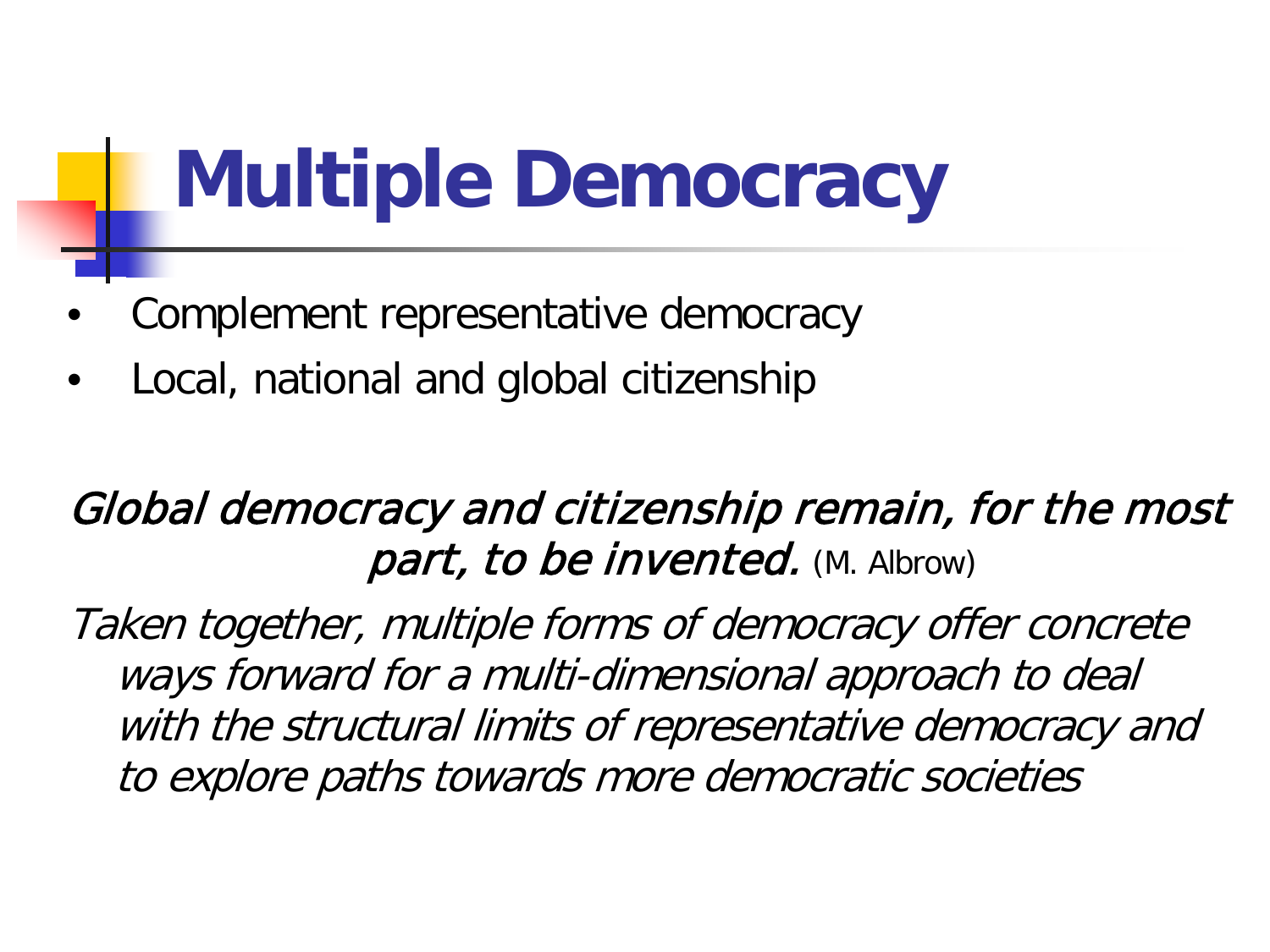# Multiple Democracy

- Complement representative democracy
- Local, national and global citizenship

*Global democracy and citizenship remain, for the most part, to be invented.* (M. Albrow)

*Taken together, multiple forms of democracy offer concrete ways forward for a multi-dimensional approach to deal with the structural limits of representative democracy and to explore paths towards more democratic societies*